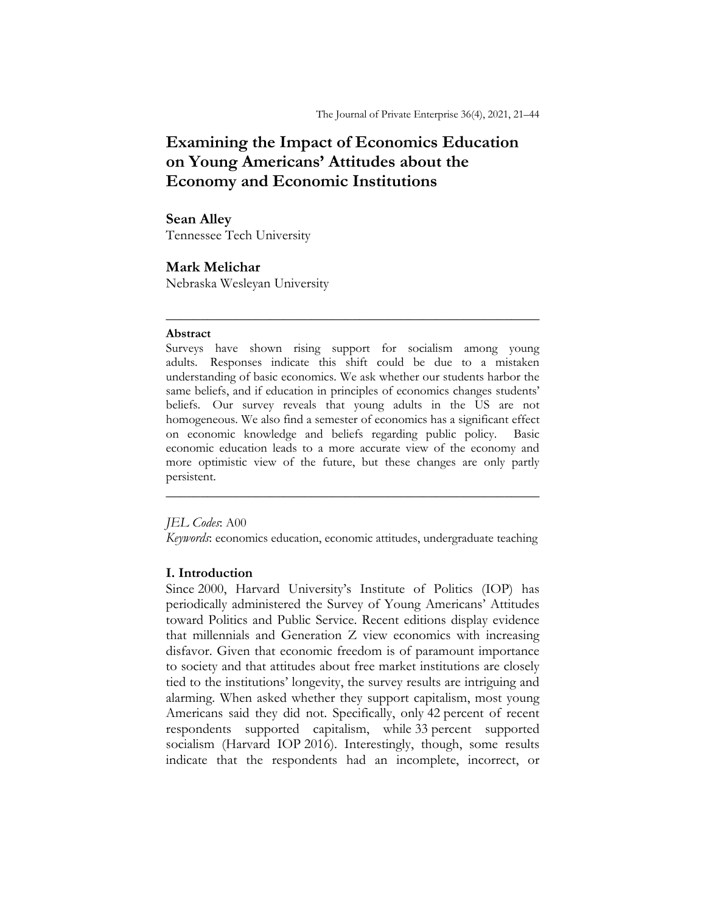# Examining the Impact of Economics Education on Young Americans' Attitudes about the Economy and Economic Institutions

**Sean Alley**
Tennessee Tech University

**Mark Melichar**
Nebraska Wesleyan University

---

**Abstract**

Surveys have shown rising support for socialism among young adults. Responses indicate this shift could be due to a mistaken understanding of basic economics. We ask whether our students harbor the same beliefs, and if education in principles of economics changes students' beliefs. Our survey reveals that young adults in the US are not homogeneous. We also find a semester of economics has a significant effect on economic knowledge and beliefs regarding public policy. Basic economic education leads to a more accurate view of the economy and more optimistic view of the future, but these changes are only partly persistent.

---

*JEL Codes*: A00
*Keywords*: economics education, economic attitudes, undergraduate teaching

## I. Introduction

Since 2000, Harvard University's Institute of Politics (IOP) has periodically administered the Survey of Young Americans' Attitudes toward Politics and Public Service. Recent editions display evidence that millennials and Generation Z view economics with increasing disfavor. Given that economic freedom is of paramount importance to society and that attitudes about free market institutions are closely tied to the institutions' longevity, the survey results are intriguing and alarming. When asked whether they support capitalism, most young Americans said they did not. Specifically, only 42 percent of recent respondents supported capitalism, while 33 percent supported socialism (Harvard IOP 2016). Interestingly, though, some results indicate that the respondents had an incomplete, incorrect, or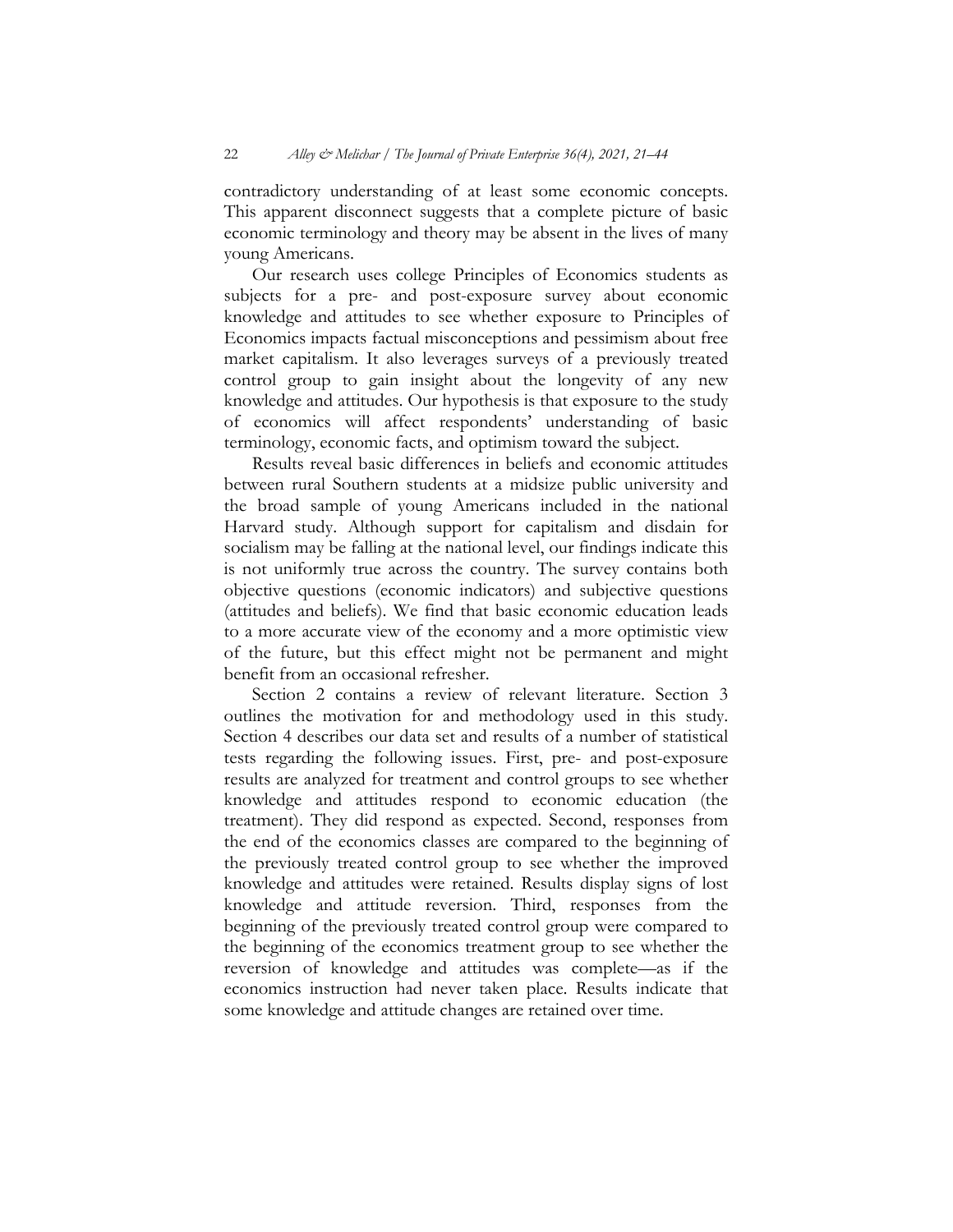contradictory understanding of at least some economic concepts. This apparent disconnect suggests that a complete picture of basic economic terminology and theory may be absent in the lives of many young Americans.

Our research uses college Principles of Economics students as subjects for a pre- and post-exposure survey about economic knowledge and attitudes to see whether exposure to Principles of Economics impacts factual misconceptions and pessimism about free market capitalism. It also leverages surveys of a previously treated control group to gain insight about the longevity of any new knowledge and attitudes. Our hypothesis is that exposure to the study of economics will affect respondents' understanding of basic terminology, economic facts, and optimism toward the subject.

Results reveal basic differences in beliefs and economic attitudes between rural Southern students at a midsize public university and the broad sample of young Americans included in the national Harvard study. Although support for capitalism and disdain for socialism may be falling at the national level, our findings indicate this is not uniformly true across the country. The survey contains both objective questions (economic indicators) and subjective questions (attitudes and beliefs). We find that basic economic education leads to a more accurate view of the economy and a more optimistic view of the future, but this effect might not be permanent and might benefit from an occasional refresher.

Section 2 contains a review of relevant literature. Section 3 outlines the motivation for and methodology used in this study. Section 4 describes our data set and results of a number of statistical tests regarding the following issues. First, pre- and post-exposure results are analyzed for treatment and control groups to see whether knowledge and attitudes respond to economic education (the treatment). They did respond as expected. Second, responses from the end of the economics classes are compared to the beginning of the previously treated control group to see whether the improved knowledge and attitudes were retained. Results display signs of lost knowledge and attitude reversion. Third, responses from the beginning of the previously treated control group were compared to the beginning of the economics treatment group to see whether the reversion of knowledge and attitudes was complete—as if the economics instruction had never taken place. Results indicate that some knowledge and attitude changes are retained over time.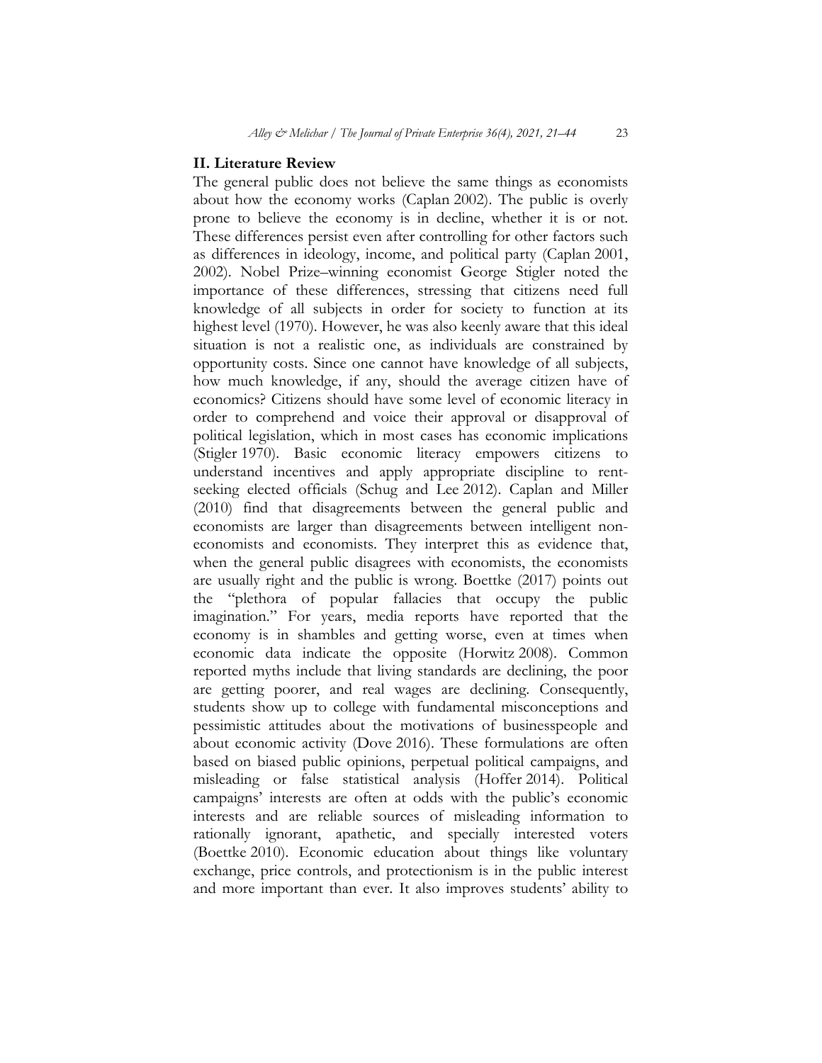## II. Literature Review

The general public does not believe the same things as economists about how the economy works (Caplan 2002). The public is overly prone to believe the economy is in decline, whether it is or not. These differences persist even after controlling for other factors such as differences in ideology, income, and political party (Caplan 2001, 2002). Nobel Prize–winning economist George Stigler noted the importance of these differences, stressing that citizens need full knowledge of all subjects in order for society to function at its highest level (1970). However, he was also keenly aware that this ideal situation is not a realistic one, as individuals are constrained by opportunity costs. Since one cannot have knowledge of all subjects, how much knowledge, if any, should the average citizen have of economics? Citizens should have some level of economic literacy in order to comprehend and voice their approval or disapproval of political legislation, which in most cases has economic implications (Stigler 1970). Basic economic literacy empowers citizens to understand incentives and apply appropriate discipline to rent-seeking elected officials (Schug and Lee 2012). Caplan and Miller (2010) find that disagreements between the general public and economists are larger than disagreements between intelligent non-economists and economists. They interpret this as evidence that, when the general public disagrees with economists, the economists are usually right and the public is wrong. Boettke (2017) points out the "plethora of popular fallacies that occupy the public imagination." For years, media reports have reported that the economy is in shambles and getting worse, even at times when economic data indicate the opposite (Horwitz 2008). Common reported myths include that living standards are declining, the poor are getting poorer, and real wages are declining. Consequently, students show up to college with fundamental misconceptions and pessimistic attitudes about the motivations of businesspeople and about economic activity (Dove 2016). These formulations are often based on biased public opinions, perpetual political campaigns, and misleading or false statistical analysis (Hoffer 2014). Political campaigns' interests are often at odds with the public's economic interests and are reliable sources of misleading information to rationally ignorant, apathetic, and specially interested voters (Boettke 2010). Economic education about things like voluntary exchange, price controls, and protectionism is in the public interest and more important than ever. It also improves students' ability to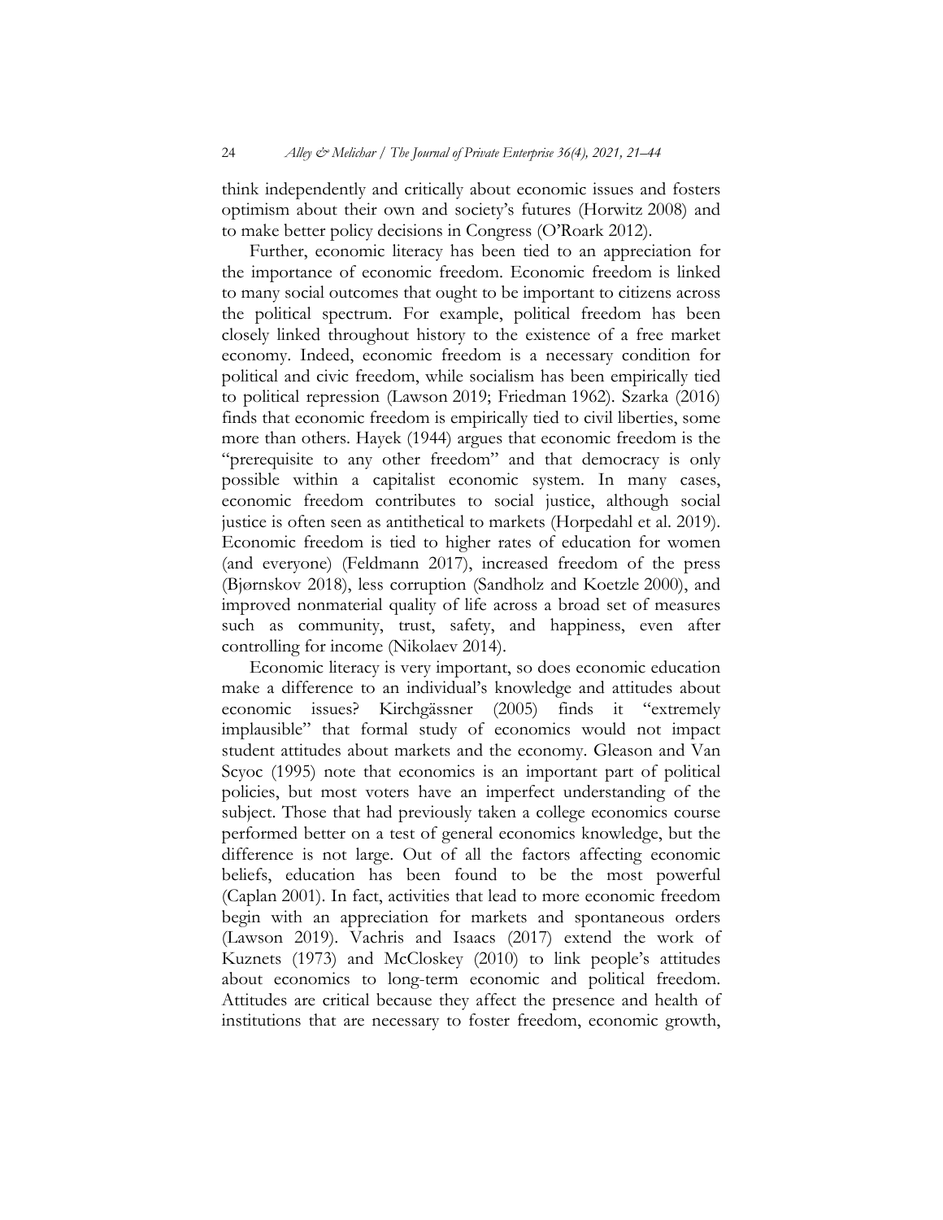think independently and critically about economic issues and fosters optimism about their own and society's futures (Horwitz 2008) and to make better policy decisions in Congress (O'Roark 2012).

Further, economic literacy has been tied to an appreciation for the importance of economic freedom. Economic freedom is linked to many social outcomes that ought to be important to citizens across the political spectrum. For example, political freedom has been closely linked throughout history to the existence of a free market economy. Indeed, economic freedom is a necessary condition for political and civic freedom, while socialism has been empirically tied to political repression (Lawson 2019; Friedman 1962). Szarka (2016) finds that economic freedom is empirically tied to civil liberties, some more than others. Hayek (1944) argues that economic freedom is the "prerequisite to any other freedom" and that democracy is only possible within a capitalist economic system. In many cases, economic freedom contributes to social justice, although social justice is often seen as antithetical to markets (Horpedahl et al. 2019). Economic freedom is tied to higher rates of education for women (and everyone) (Feldmann 2017), increased freedom of the press (Bjørnskov 2018), less corruption (Sandholz and Koetzle 2000), and improved nonmaterial quality of life across a broad set of measures such as community, trust, safety, and happiness, even after controlling for income (Nikolaev 2014).

Economic literacy is very important, so does economic education make a difference to an individual's knowledge and attitudes about economic issues? Kirchgässner (2005) finds it "extremely implausible" that formal study of economics would not impact student attitudes about markets and the economy. Gleason and Van Scyoc (1995) note that economics is an important part of political policies, but most voters have an imperfect understanding of the subject. Those that had previously taken a college economics course performed better on a test of general economics knowledge, but the difference is not large. Out of all the factors affecting economic beliefs, education has been found to be the most powerful (Caplan 2001). In fact, activities that lead to more economic freedom begin with an appreciation for markets and spontaneous orders (Lawson 2019). Vachris and Isaacs (2017) extend the work of Kuznets (1973) and McCloskey (2010) to link people's attitudes about economics to long-term economic and political freedom. Attitudes are critical because they affect the presence and health of institutions that are necessary to foster freedom, economic growth,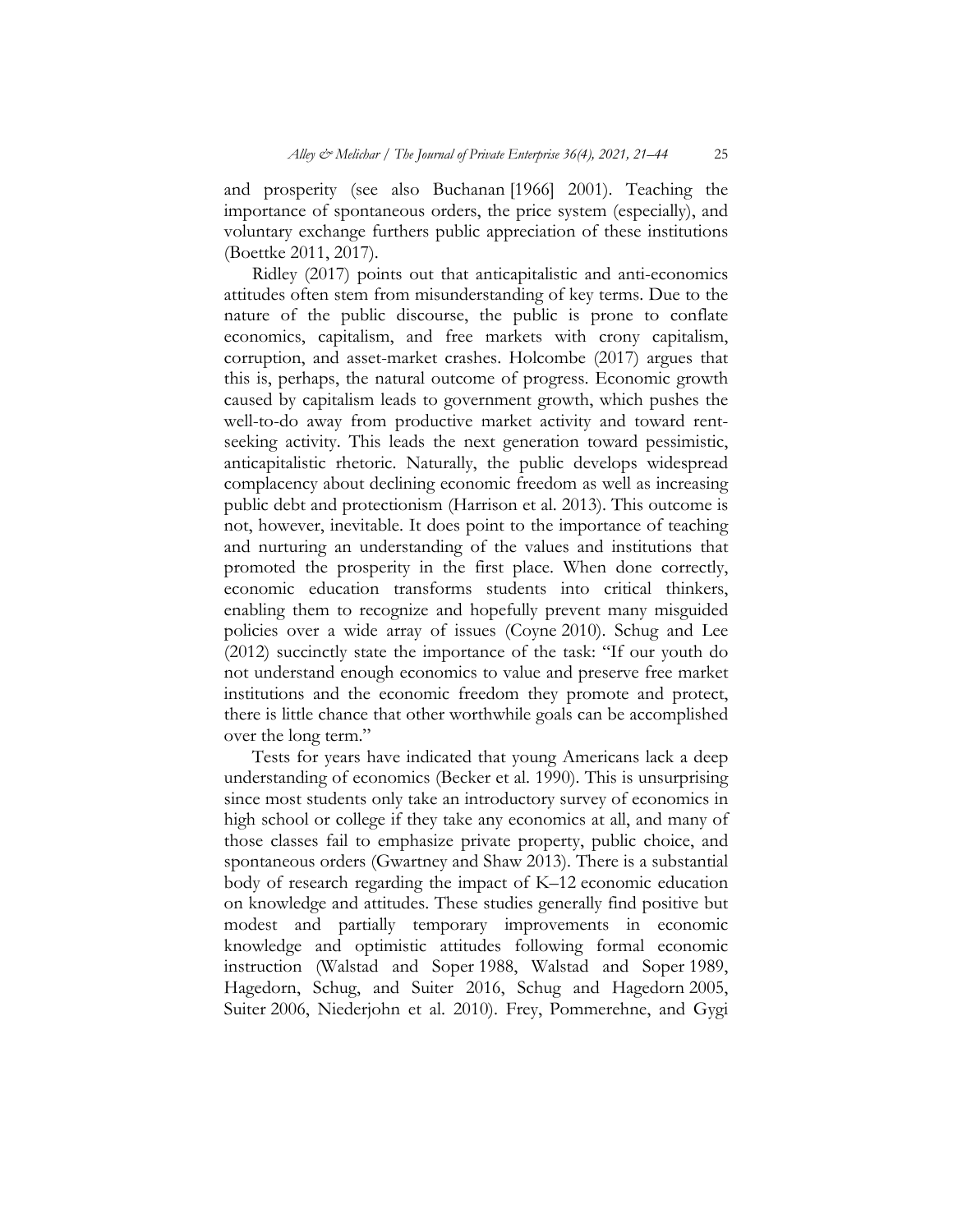and prosperity (see also Buchanan [1966] 2001). Teaching the importance of spontaneous orders, the price system (especially), and voluntary exchange furthers public appreciation of these institutions (Boettke 2011, 2017).

Ridley (2017) points out that anticapitalistic and anti-economics attitudes often stem from misunderstanding of key terms. Due to the nature of the public discourse, the public is prone to conflate economics, capitalism, and free markets with crony capitalism, corruption, and asset-market crashes. Holcombe (2017) argues that this is, perhaps, the natural outcome of progress. Economic growth caused by capitalism leads to government growth, which pushes the well-to-do away from productive market activity and toward rent-seeking activity. This leads the next generation toward pessimistic, anticapitalistic rhetoric. Naturally, the public develops widespread complacency about declining economic freedom as well as increasing public debt and protectionism (Harrison et al. 2013). This outcome is not, however, inevitable. It does point to the importance of teaching and nurturing an understanding of the values and institutions that promoted the prosperity in the first place. When done correctly, economic education transforms students into critical thinkers, enabling them to recognize and hopefully prevent many misguided policies over a wide array of issues (Coyne 2010). Schug and Lee (2012) succinctly state the importance of the task: "If our youth do not understand enough economics to value and preserve free market institutions and the economic freedom they promote and protect, there is little chance that other worthwhile goals can be accomplished over the long term."

Tests for years have indicated that young Americans lack a deep understanding of economics (Becker et al. 1990). This is unsurprising since most students only take an introductory survey of economics in high school or college if they take any economics at all, and many of those classes fail to emphasize private property, public choice, and spontaneous orders (Gwartney and Shaw 2013). There is a substantial body of research regarding the impact of K–12 economic education on knowledge and attitudes. These studies generally find positive but modest and partially temporary improvements in economic knowledge and optimistic attitudes following formal economic instruction (Walstad and Soper 1988, Walstad and Soper 1989, Hagedorn, Schug, and Suiter 2016, Schug and Hagedorn 2005, Suiter 2006, Niederjohn et al. 2010). Frey, Pommerehne, and Gygi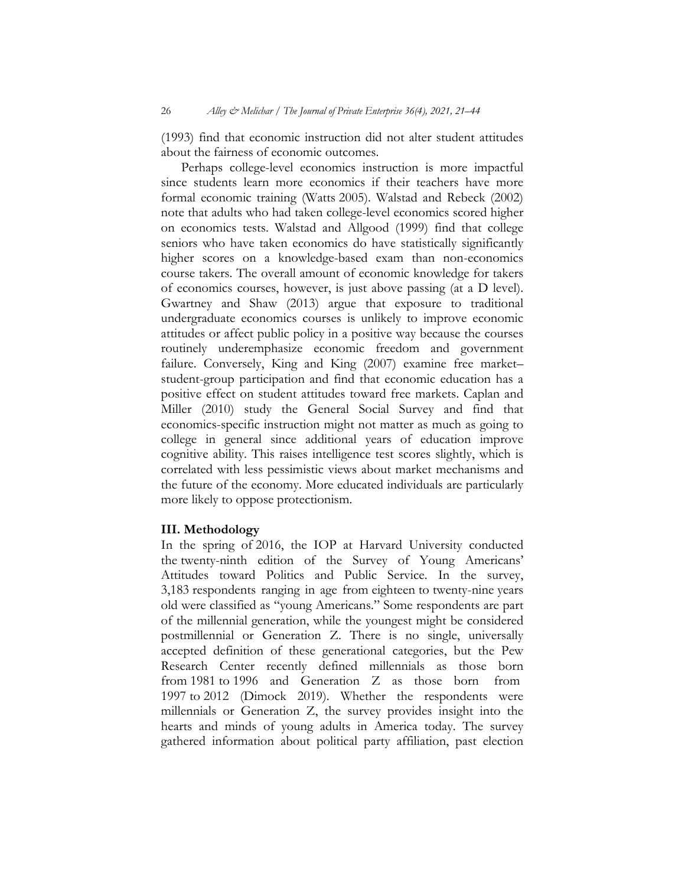(1993) find that economic instruction did not alter student attitudes about the fairness of economic outcomes.

Perhaps college-level economics instruction is more impactful since students learn more economics if their teachers have more formal economic training (Watts 2005). Walstad and Rebeck (2002) note that adults who had taken college-level economics scored higher on economics tests. Walstad and Allgood (1999) find that college seniors who have taken economics do have statistically significantly higher scores on a knowledge-based exam than non-economics course takers. The overall amount of economic knowledge for takers of economics courses, however, is just above passing (at a D level). Gwartney and Shaw (2013) argue that exposure to traditional undergraduate economics courses is unlikely to improve economic attitudes or affect public policy in a positive way because the courses routinely underemphasize economic freedom and government failure. Conversely, King and King (2007) examine free market–student-group participation and find that economic education has a positive effect on student attitudes toward free markets. Caplan and Miller (2010) study the General Social Survey and find that economics-specific instruction might not matter as much as going to college in general since additional years of education improve cognitive ability. This raises intelligence test scores slightly, which is correlated with less pessimistic views about market mechanisms and the future of the economy. More educated individuals are particularly more likely to oppose protectionism.

## III. Methodology

In the spring of 2016, the IOP at Harvard University conducted the twenty-ninth edition of the Survey of Young Americans' Attitudes toward Politics and Public Service. In the survey, 3,183 respondents ranging in age from eighteen to twenty-nine years old were classified as "young Americans." Some respondents are part of the millennial generation, while the youngest might be considered postmillennial or Generation Z. There is no single, universally accepted definition of these generational categories, but the Pew Research Center recently defined millennials as those born from 1981 to 1996 and Generation Z as those born from 1997 to 2012 (Dimock 2019). Whether the respondents were millennials or Generation Z, the survey provides insight into the hearts and minds of young adults in America today. The survey gathered information about political party affiliation, past election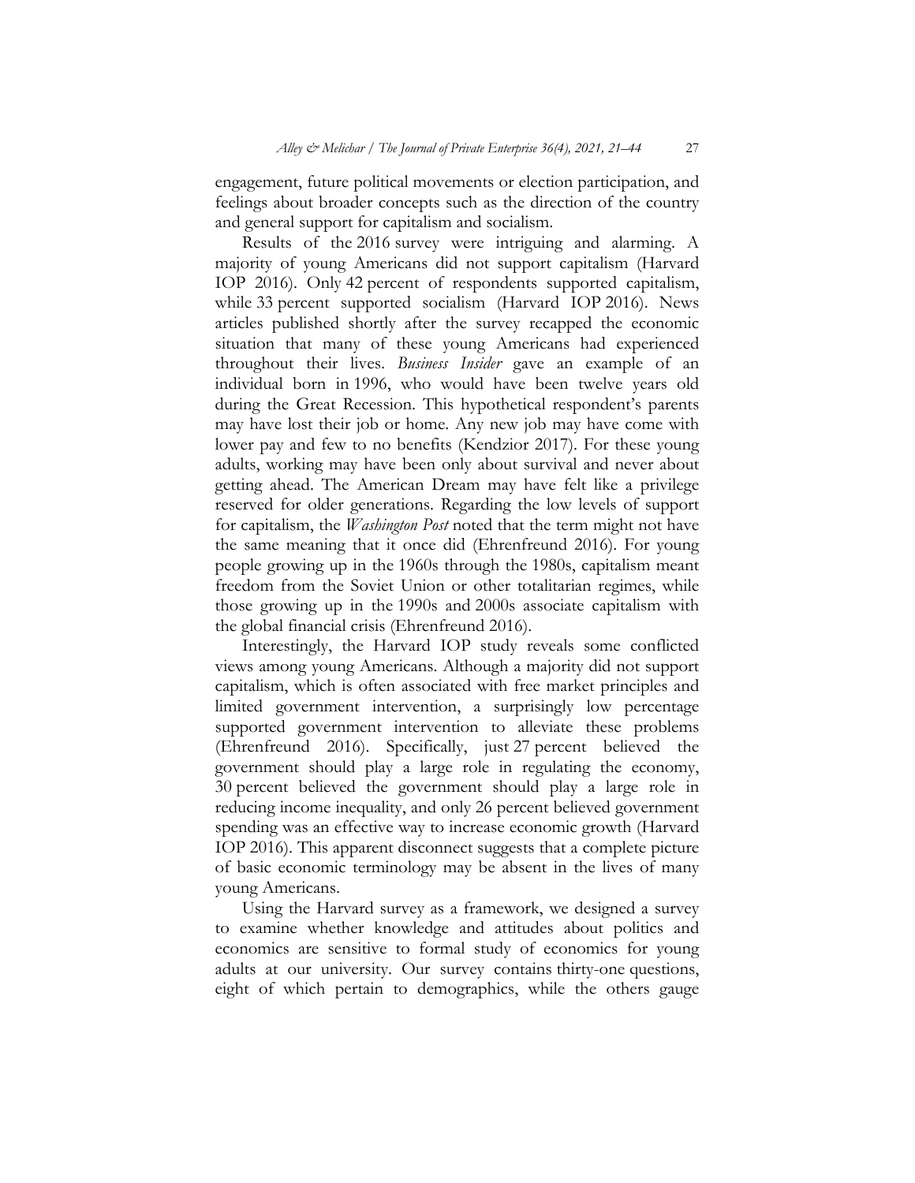engagement, future political movements or election participation, and feelings about broader concepts such as the direction of the country and general support for capitalism and socialism.

Results of the 2016 survey were intriguing and alarming. A majority of young Americans did not support capitalism (Harvard IOP 2016). Only 42 percent of respondents supported capitalism, while 33 percent supported socialism (Harvard IOP 2016). News articles published shortly after the survey recapped the economic situation that many of these young Americans had experienced throughout their lives. *Business Insider* gave an example of an individual born in 1996, who would have been twelve years old during the Great Recession. This hypothetical respondent's parents may have lost their job or home. Any new job may have come with lower pay and few to no benefits (Kendzior 2017). For these young adults, working may have been only about survival and never about getting ahead. The American Dream may have felt like a privilege reserved for older generations. Regarding the low levels of support for capitalism, the *Washington Post* noted that the term might not have the same meaning that it once did (Ehrenfreund 2016). For young people growing up in the 1960s through the 1980s, capitalism meant freedom from the Soviet Union or other totalitarian regimes, while those growing up in the 1990s and 2000s associate capitalism with the global financial crisis (Ehrenfreund 2016).

Interestingly, the Harvard IOP study reveals some conflicted views among young Americans. Although a majority did not support capitalism, which is often associated with free market principles and limited government intervention, a surprisingly low percentage supported government intervention to alleviate these problems (Ehrenfreund 2016). Specifically, just 27 percent believed the government should play a large role in regulating the economy, 30 percent believed the government should play a large role in reducing income inequality, and only 26 percent believed government spending was an effective way to increase economic growth (Harvard IOP 2016). This apparent disconnect suggests that a complete picture of basic economic terminology may be absent in the lives of many young Americans.

Using the Harvard survey as a framework, we designed a survey to examine whether knowledge and attitudes about politics and economics are sensitive to formal study of economics for young adults at our university. Our survey contains thirty-one questions, eight of which pertain to demographics, while the others gauge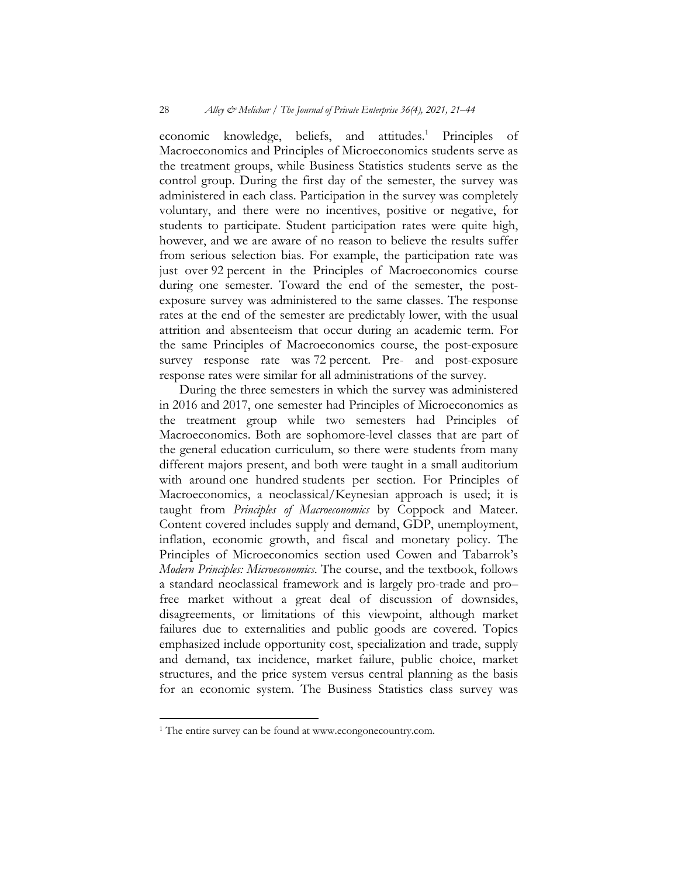economic knowledge, beliefs, and attitudes.[1] Principles of Macroeconomics and Principles of Microeconomics students serve as the treatment groups, while Business Statistics students serve as the control group. During the first day of the semester, the survey was administered in each class. Participation in the survey was completely voluntary, and there were no incentives, positive or negative, for students to participate. Student participation rates were quite high, however, and we are aware of no reason to believe the results suffer from serious selection bias. For example, the participation rate was just over 92 percent in the Principles of Macroeconomics course during one semester. Toward the end of the semester, the post-exposure survey was administered to the same classes. The response rates at the end of the semester are predictably lower, with the usual attrition and absenteeism that occur during an academic term. For the same Principles of Macroeconomics course, the post-exposure survey response rate was 72 percent. Pre- and post-exposure response rates were similar for all administrations of the survey.

During the three semesters in which the survey was administered in 2016 and 2017, one semester had Principles of Microeconomics as the treatment group while two semesters had Principles of Macroeconomics. Both are sophomore-level classes that are part of the general education curriculum, so there were students from many different majors present, and both were taught in a small auditorium with around one hundred students per section. For Principles of Macroeconomics, a neoclassical/Keynesian approach is used; it is taught from *Principles of Macroeconomics* by Coppock and Mateer. Content covered includes supply and demand, GDP, unemployment, inflation, economic growth, and fiscal and monetary policy. The Principles of Microeconomics section used Cowen and Tabarrok's *Modern Principles: Microeconomics*. The course, and the textbook, follows a standard neoclassical framework and is largely pro-trade and pro–free market without a great deal of discussion of downsides, disagreements, or limitations of this viewpoint, although market failures due to externalities and public goods are covered. Topics emphasized include opportunity cost, specialization and trade, supply and demand, tax incidence, market failure, public choice, market structures, and the price system versus central planning as the basis for an economic system. The Business Statistics class survey was

[1] The entire survey can be found at www.econgonecountry.com.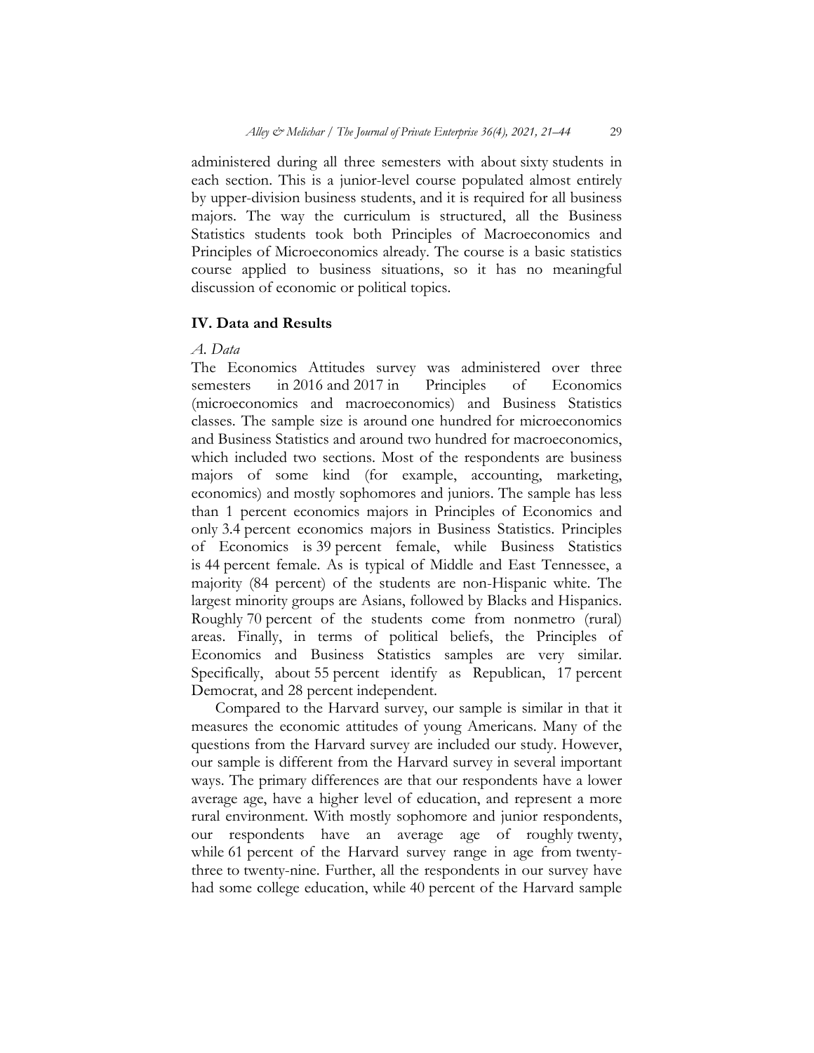administered during all three semesters with about sixty students in each section. This is a junior-level course populated almost entirely by upper-division business students, and it is required for all business majors. The way the curriculum is structured, all the Business Statistics students took both Principles of Macroeconomics and Principles of Microeconomics already. The course is a basic statistics course applied to business situations, so it has no meaningful discussion of economic or political topics.

## IV. Data and Results

### *A. Data*

The Economics Attitudes survey was administered over three semesters in 2016 and 2017 in Principles of Economics (microeconomics and macroeconomics) and Business Statistics classes. The sample size is around one hundred for microeconomics and Business Statistics and around two hundred for macroeconomics, which included two sections. Most of the respondents are business majors of some kind (for example, accounting, marketing, economics) and mostly sophomores and juniors. The sample has less than 1 percent economics majors in Principles of Economics and only 3.4 percent economics majors in Business Statistics. Principles of Economics is 39 percent female, while Business Statistics is 44 percent female. As is typical of Middle and East Tennessee, a majority (84 percent) of the students are non-Hispanic white. The largest minority groups are Asians, followed by Blacks and Hispanics. Roughly 70 percent of the students come from nonmetro (rural) areas. Finally, in terms of political beliefs, the Principles of Economics and Business Statistics samples are very similar. Specifically, about 55 percent identify as Republican, 17 percent Democrat, and 28 percent independent.

Compared to the Harvard survey, our sample is similar in that it measures the economic attitudes of young Americans. Many of the questions from the Harvard survey are included our study. However, our sample is different from the Harvard survey in several important ways. The primary differences are that our respondents have a lower average age, have a higher level of education, and represent a more rural environment. With mostly sophomore and junior respondents, our respondents have an average age of roughly twenty, while 61 percent of the Harvard survey range in age from twenty-three to twenty-nine. Further, all the respondents in our survey have had some college education, while 40 percent of the Harvard sample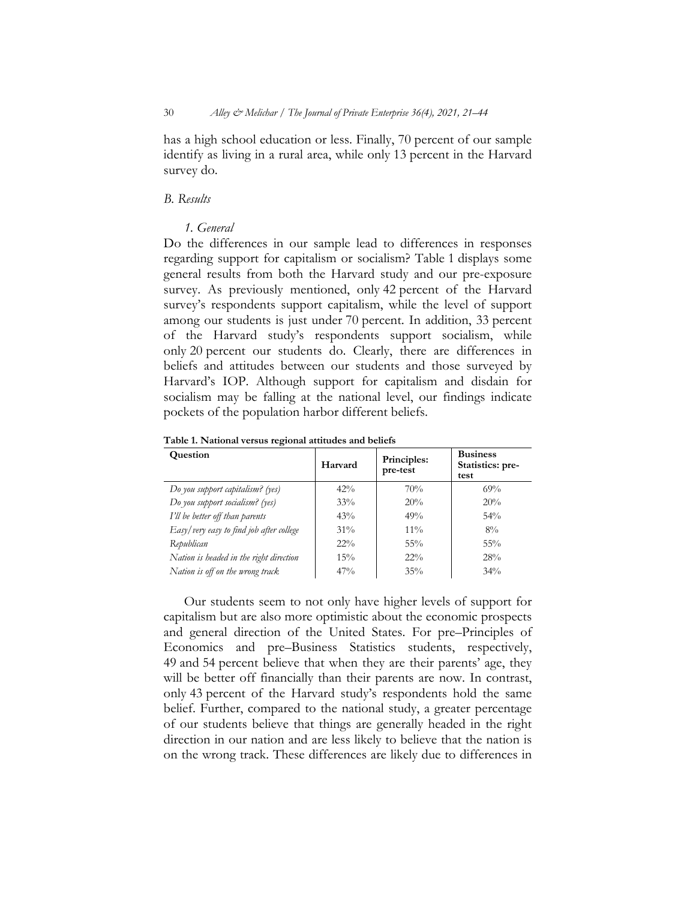has a high school education or less. Finally, 70 percent of our sample identify as living in a rural area, while only 13 percent in the Harvard survey do.

### *B. Results*

#### *1. General*

Do the differences in our sample lead to differences in responses regarding support for capitalism or socialism? Table 1 displays some general results from both the Harvard study and our pre-exposure survey. As previously mentioned, only 42 percent of the Harvard survey's respondents support capitalism, while the level of support among our students is just under 70 percent. In addition, 33 percent of the Harvard study's respondents support socialism, while only 20 percent our students do. Clearly, there are differences in beliefs and attitudes between our students and those surveyed by Harvard's IOP. Although support for capitalism and disdain for socialism may be falling at the national level, our findings indicate pockets of the population harbor different beliefs.

**Table 1. National versus regional attitudes and beliefs**

| Question | Harvard | Principles: pre-test | Business Statistics: pre-test |
|---|---|---|---|
| *Do you support capitalism? (yes)* | 42% | 70% | 69% |
| *Do you support socialism? (yes)* | 33% | 20% | 20% |
| *I'll be better off than parents* | 43% | 49% | 54% |
| *Easy/very easy to find job after college* | 31% | 11% | 8% |
| *Republican* | 22% | 55% | 55% |
| *Nation is headed in the right direction* | 15% | 22% | 28% |
| *Nation is off on the wrong track* | 47% | 35% | 34% |

Our students seem to not only have higher levels of support for capitalism but are also more optimistic about the economic prospects and general direction of the United States. For pre–Principles of Economics and pre–Business Statistics students, respectively, 49 and 54 percent believe that when they are their parents' age, they will be better off financially than their parents are now. In contrast, only 43 percent of the Harvard study's respondents hold the same belief. Further, compared to the national study, a greater percentage of our students believe that things are generally headed in the right direction in our nation and are less likely to believe that the nation is on the wrong track. These differences are likely due to differences in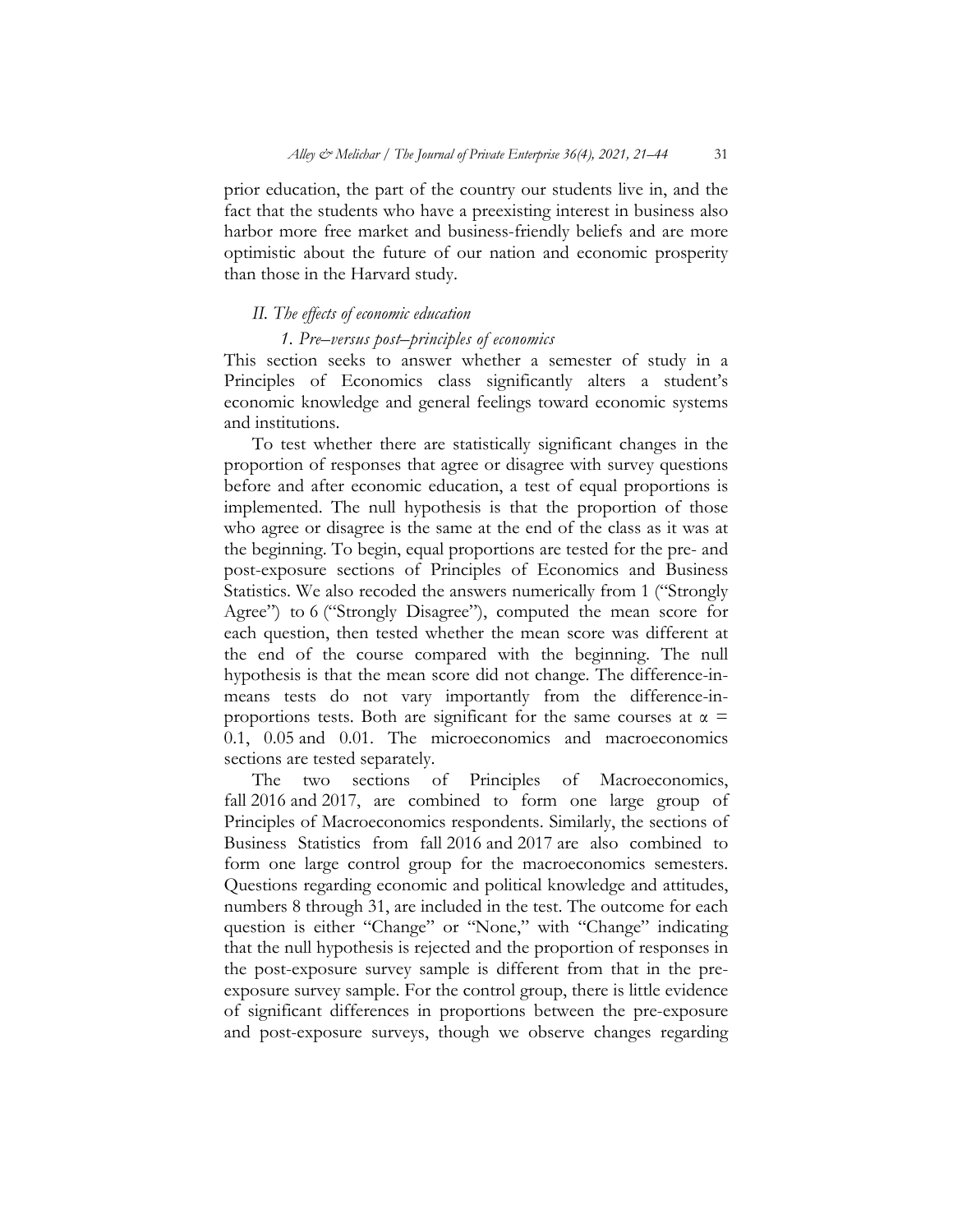prior education, the part of the country our students live in, and the fact that the students who have a preexisting interest in business also harbor more free market and business-friendly beliefs and are more optimistic about the future of our nation and economic prosperity than those in the Harvard study.

### *II. The effects of economic education*

#### *1. Pre–versus post–principles of economics*

This section seeks to answer whether a semester of study in a Principles of Economics class significantly alters a student's economic knowledge and general feelings toward economic systems and institutions.

To test whether there are statistically significant changes in the proportion of responses that agree or disagree with survey questions before and after economic education, a test of equal proportions is implemented. The null hypothesis is that the proportion of those who agree or disagree is the same at the end of the class as it was at the beginning. To begin, equal proportions are tested for the pre- and post-exposure sections of Principles of Economics and Business Statistics. We also recoded the answers numerically from 1 ("Strongly Agree") to 6 ("Strongly Disagree"), computed the mean score for each question, then tested whether the mean score was different at the end of the course compared with the beginning. The null hypothesis is that the mean score did not change. The difference-in-means tests do not vary importantly from the difference-in-proportions tests. Both are significant for the same courses at $\alpha = 0.1$, $0.05$ and $0.01$. The microeconomics and macroeconomics sections are tested separately.

The two sections of Principles of Macroeconomics, fall 2016 and 2017, are combined to form one large group of Principles of Macroeconomics respondents. Similarly, the sections of Business Statistics from fall 2016 and 2017 are also combined to form one large control group for the macroeconomics semesters. Questions regarding economic and political knowledge and attitudes, numbers 8 through 31, are included in the test. The outcome for each question is either "Change" or "None," with "Change" indicating that the null hypothesis is rejected and the proportion of responses in the post-exposure survey sample is different from that in the pre-exposure survey sample. For the control group, there is little evidence of significant differences in proportions between the pre-exposure and post-exposure surveys, though we observe changes regarding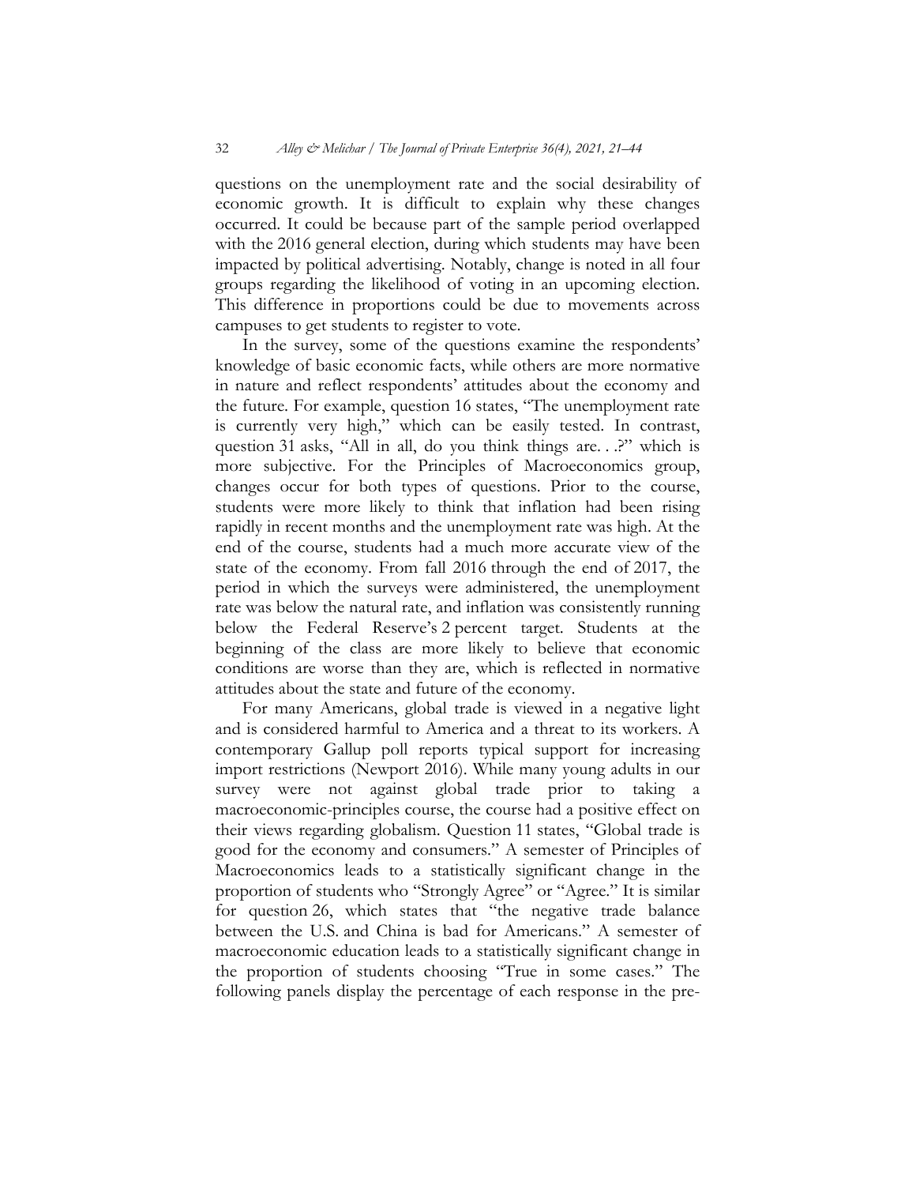questions on the unemployment rate and the social desirability of economic growth. It is difficult to explain why these changes occurred. It could be because part of the sample period overlapped with the 2016 general election, during which students may have been impacted by political advertising. Notably, change is noted in all four groups regarding the likelihood of voting in an upcoming election. This difference in proportions could be due to movements across campuses to get students to register to vote.

In the survey, some of the questions examine the respondents' knowledge of basic economic facts, while others are more normative in nature and reflect respondents' attitudes about the economy and the future. For example, question 16 states, "The unemployment rate is currently very high," which can be easily tested. In contrast, question 31 asks, "All in all, do you think things are. . .?" which is more subjective. For the Principles of Macroeconomics group, changes occur for both types of questions. Prior to the course, students were more likely to think that inflation had been rising rapidly in recent months and the unemployment rate was high. At the end of the course, students had a much more accurate view of the state of the economy. From fall 2016 through the end of 2017, the period in which the surveys were administered, the unemployment rate was below the natural rate, and inflation was consistently running below the Federal Reserve's 2 percent target. Students at the beginning of the class are more likely to believe that economic conditions are worse than they are, which is reflected in normative attitudes about the state and future of the economy.

For many Americans, global trade is viewed in a negative light and is considered harmful to America and a threat to its workers. A contemporary Gallup poll reports typical support for increasing import restrictions (Newport 2016). While many young adults in our survey were not against global trade prior to taking a macroeconomic-principles course, the course had a positive effect on their views regarding globalism. Question 11 states, "Global trade is good for the economy and consumers." A semester of Principles of Macroeconomics leads to a statistically significant change in the proportion of students who "Strongly Agree" or "Agree." It is similar for question 26, which states that "the negative trade balance between the U.S. and China is bad for Americans." A semester of macroeconomic education leads to a statistically significant change in the proportion of students choosing "True in some cases." The following panels display the percentage of each response in the pre-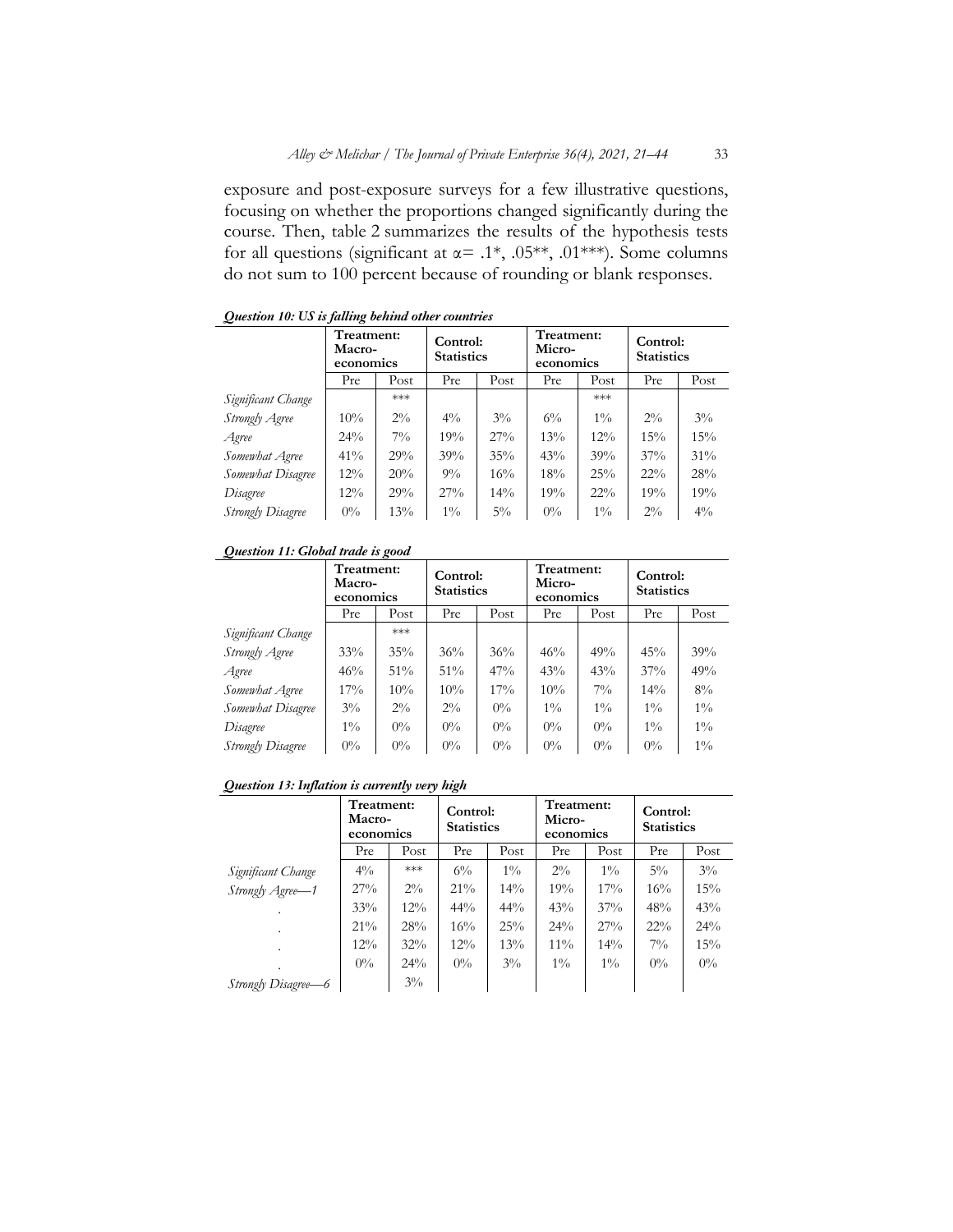exposure and post-exposure surveys for a few illustrative questions, focusing on whether the proportions changed significantly during the course. Then, table 2 summarizes the results of the hypothesis tests for all questions (significant at α= .1*, .05**, .01***). Some columns do not sum to 100 percent because of rounding or blank responses.

***Question 10: US is falling behind other countries***

| | Treatment: Macro-economics | | Control: Statistics | | Treatment: Micro-economics | | Control: Statistics | |
|---|---|---|---|---|---|---|---|---|
| | Pre | Post | Pre | Post | Pre | Post | Pre | Post |
| *Significant Change* | | *** | | | | *** | | |
| *Strongly Agree* | 10% | 2% | 4% | 3% | 6% | 1% | 2% | 3% |
| *Agree* | 24% | 7% | 19% | 27% | 13% | 12% | 15% | 15% |
| *Somewhat Agree* | 41% | 29% | 39% | 35% | 43% | 39% | 37% | 31% |
| *Somewhat Disagree* | 12% | 20% | 9% | 16% | 18% | 25% | 22% | 28% |
| *Disagree* | 12% | 29% | 27% | 14% | 19% | 22% | 19% | 19% |
| *Strongly Disagree* | 0% | 13% | 1% | 5% | 0% | 1% | 2% | 4% |

***Question 11: Global trade is good***

| | Treatment: Macro-economics | | Control: Statistics | | Treatment: Micro-economics | | Control: Statistics | |
|---|---|---|---|---|---|---|---|---|
| | Pre | Post | Pre | Post | Pre | Post | Pre | Post |
| *Significant Change* | | *** | | | | | | |
| *Strongly Agree* | 33% | 35% | 36% | 36% | 46% | 49% | 45% | 39% |
| *Agree* | 46% | 51% | 51% | 47% | 43% | 43% | 37% | 49% |
| *Somewhat Agree* | 17% | 10% | 10% | 17% | 10% | 7% | 14% | 8% |
| *Somewhat Disagree* | 3% | 2% | 2% | 0% | 1% | 1% | 1% | 1% |
| *Disagree* | 1% | 0% | 0% | 0% | 0% | 0% | 1% | 1% |
| *Strongly Disagree* | 0% | 0% | 0% | 0% | 0% | 0% | 0% | 1% |

***Question 13: Inflation is currently very high***

| | Treatment: Macro-economics | | Control: Statistics | | Treatment: Micro-economics | | Control: Statistics | |
|---|---|---|---|---|---|---|---|---|
| | Pre | Post | Pre | Post | Pre | Post | Pre | Post |
| *Significant Change* | 4% | *** | 6% | 1% | 2% | 1% | 5% | 3% |
| *Strongly Agree—1* | 27% | 2% | 21% | 14% | 19% | 17% | 16% | 15% |
| . | 33% | 12% | 44% | 44% | 43% | 37% | 48% | 43% |
| . | 21% | 28% | 16% | 25% | 24% | 27% | 22% | 24% |
| . | 12% | 32% | 12% | 13% | 11% | 14% | 7% | 15% |
| . | 0% | 24% | 0% | 3% | 1% | 1% | 0% | 0% |
| *Strongly Disagree—6* | | 3% | | | | | | |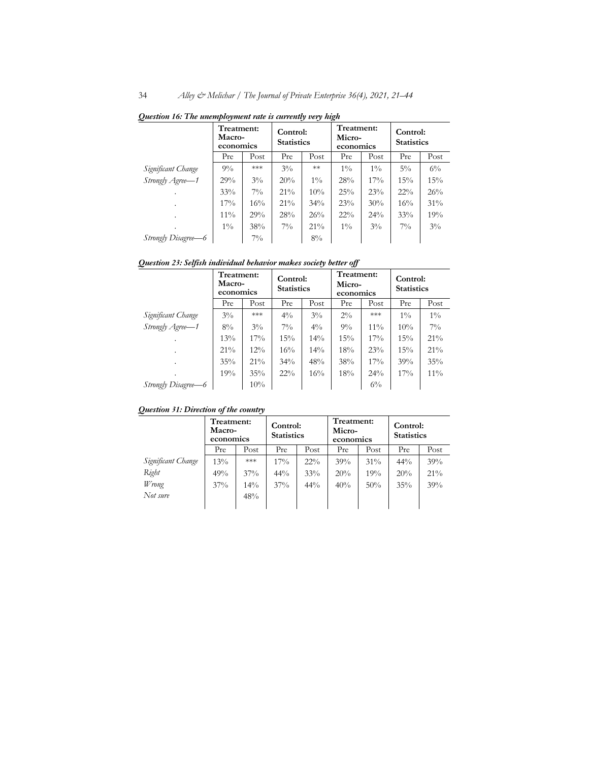***Question 16: The unemployment rate is currently very high***

| | Treatment: Macro-economics | | Control: Statistics | | Treatment: Micro-economics | | Control: Statistics | |
|---|---|---|---|---|---|---|---|---|
| | Pre | Post | Pre | Post | Pre | Post | Pre | Post |
| *Significant Change* | 9% | *** | 3% | ** | 1% | 1% | 5% | 6% |
| *Strongly Agree—1* | 29% | 3% | 20% | 1% | 28% | 17% | 15% | 15% |
| . | 33% | 7% | 21% | 10% | 25% | 23% | 22% | 26% |
| . | 17% | 16% | 21% | 34% | 23% | 30% | 16% | 31% |
| . | 11% | 29% | 28% | 26% | 22% | 24% | 33% | 19% |
| . | 1% | 38% | 7% | 21% | 1% | 3% | 7% | 3% |
| *Strongly Disagree—6* | | 7% | | 8% | | | | |

***Question 23: Selfish individual behavior makes society better off***

| | Treatment: Macro-economics | | Control: Statistics | | Treatment: Micro-economics | | Control: Statistics | |
|---|---|---|---|---|---|---|---|---|
| | Pre | Post | Pre | Post | Pre | Post | Pre | Post |
| *Significant Change* | 3% | *** | 4% | 3% | 2% | *** | 1% | 1% |
| *Strongly Agree—1* | 8% | 3% | 7% | 4% | 9% | 11% | 10% | 7% |
| . | 13% | 17% | 15% | 14% | 15% | 17% | 15% | 21% |
| . | 21% | 12% | 16% | 14% | 18% | 23% | 15% | 21% |
| . | 35% | 21% | 34% | 48% | 38% | 17% | 39% | 35% |
| . | 19% | 35% | 22% | 16% | 18% | 24% | 17% | 11% |
| *Strongly Disagree—6* | | 10% | | | | 6% | | |

***Question 31: Direction of the country***

| | Treatment: Macro-economics | | Control: Statistics | | Treatment: Micro-economics | | Control: Statistics | |
|---|---|---|---|---|---|---|---|---|
| | Pre | Post | Pre | Post | Pre | Post | Pre | Post |
| *Significant Change* | 13% | *** | 17% | 22% | 39% | 31% | 44% | 39% |
| *Right* | 49% | 37% | 44% | 33% | 20% | 19% | 20% | 21% |
| *Wrong* | 37% | 14% | 37% | 44% | 40% | 50% | 35% | 39% |
| *Not sure* | | 48% | | | | | | |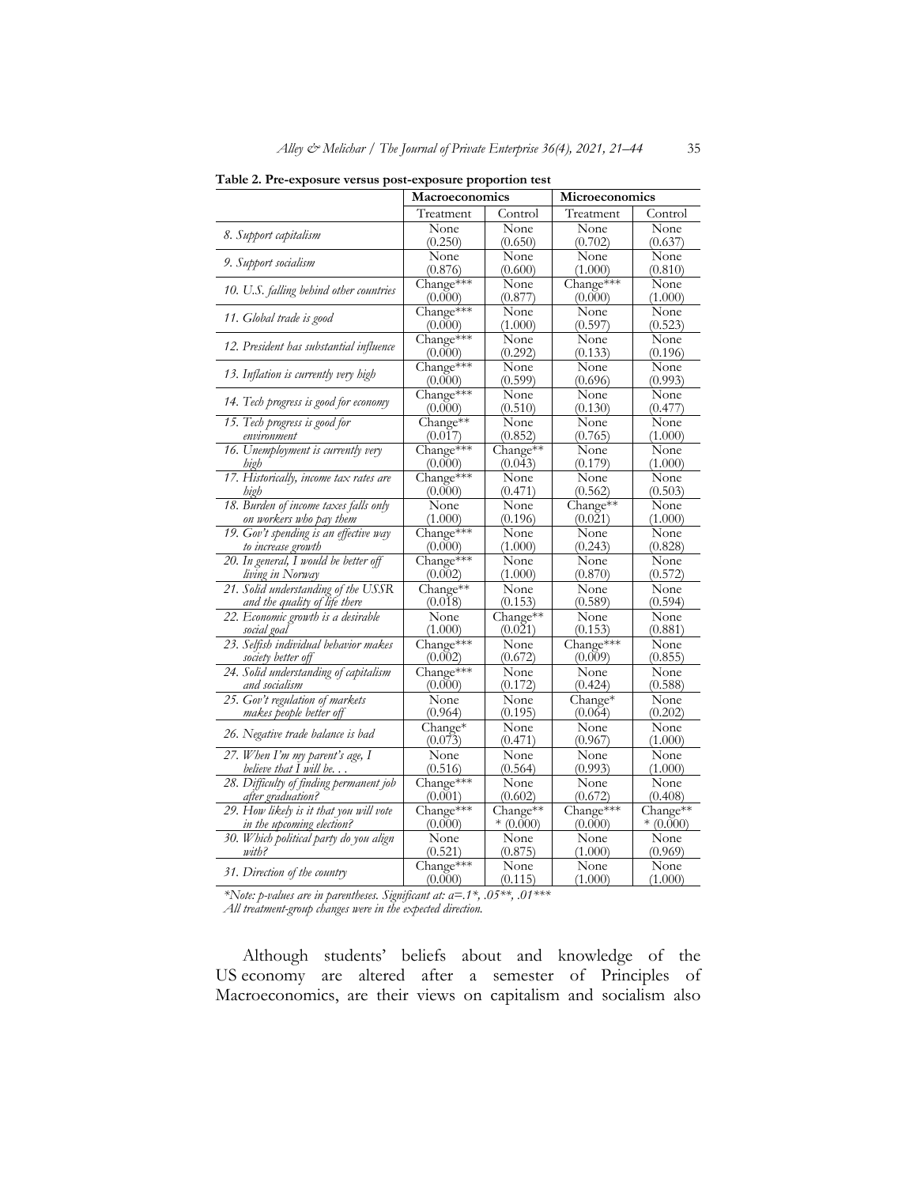**Table 2. Pre-exposure versus post-exposure proportion test**

| | Macroeconomics | | Microeconomics | |
|---|---|---|---|---|
| | Treatment | Control | Treatment | Control |
| *8. Support capitalism* | None (0.250) | None (0.650) | None (0.702) | None (0.637) |
| *9. Support socialism* | None (0.876) | None (0.600) | None (1.000) | None (0.810) |
| *10. U.S. falling behind other countries* | Change*** (0.000) | None (0.877) | Change*** (0.000) | None (1.000) |
| *11. Global trade is good* | Change*** (0.000) | None (1.000) | None (0.597) | None (0.523) |
| *12. President has substantial influence* | Change*** (0.000) | None (0.292) | None (0.133) | None (0.196) |
| *13. Inflation is currently very high* | Change*** (0.000) | None (0.599) | None (0.696) | None (0.993) |
| *14. Tech progress is good for economy* | Change*** (0.000) | None (0.510) | None (0.130) | None (0.477) |
| *15. Tech progress is good for environment* | Change** (0.017) | None (0.852) | None (0.765) | None (1.000) |
| *16. Unemployment is currently very high* | Change*** (0.000) | Change** (0.043) | None (0.179) | None (1.000) |
| *17. Historically, income tax rates are high* | Change*** (0.000) | None (0.471) | None (0.562) | None (0.503) |
| *18. Burden of income taxes falls only on workers who pay them* | None (1.000) | None (0.196) | Change** (0.021) | None (1.000) |
| *19. Gov't spending is an effective way to increase growth* | Change*** (0.000) | None (1.000) | None (0.243) | None (0.828) |
| *20. In general, I would be better off living in Norway* | Change*** (0.002) | None (1.000) | None (0.870) | None (0.572) |
| *21. Solid understanding of the USSR and the quality of life there* | Change** (0.018) | None (0.153) | None (0.589) | None (0.594) |
| *22. Economic growth is a desirable social goal* | None (1.000) | Change** (0.021) | None (0.153) | None (0.881) |
| *23. Selfish individual behavior makes society better off* | Change*** (0.002) | None (0.672) | Change*** (0.009) | None (0.855) |
| *24. Solid understanding of capitalism and socialism* | Change*** (0.000) | None (0.172) | None (0.424) | None (0.588) |
| *25. Gov't regulation of markets makes people better off* | None (0.964) | None (0.195) | Change* (0.064) | None (0.202) |
| *26. Negative trade balance is bad* | Change* (0.073) | None (0.471) | None (0.967) | None (1.000) |
| *27. When I'm my parent's age, I believe that I will be. . .* | None (0.516) | None (0.564) | None (0.993) | None (1.000) |
| *28. Difficulty of finding permanent job after graduation?* | Change*** (0.001) | None (0.602) | None (0.672) | None (0.408) |
| *29. How likely is it that you will vote in the upcoming election?* | Change*** (0.000) | Change*** (0.000) | Change*** (0.000) | Change*** (0.000) |
| *30. Which political party do you align with?* | None (0.521) | None (0.875) | None (1.000) | None (0.969) |
| *31. Direction of the country* | Change*** (0.000) | None (0.115) | None (1.000) | None (1.000) |

*\*Note: p-values are in parentheses. Significant at: a=.1\*, .05\*\*, .01\*\*\**
*All treatment-group changes were in the expected direction.*

Although students' beliefs about and knowledge of the US economy are altered after a semester of Principles of Macroeconomics, are their views on capitalism and socialism also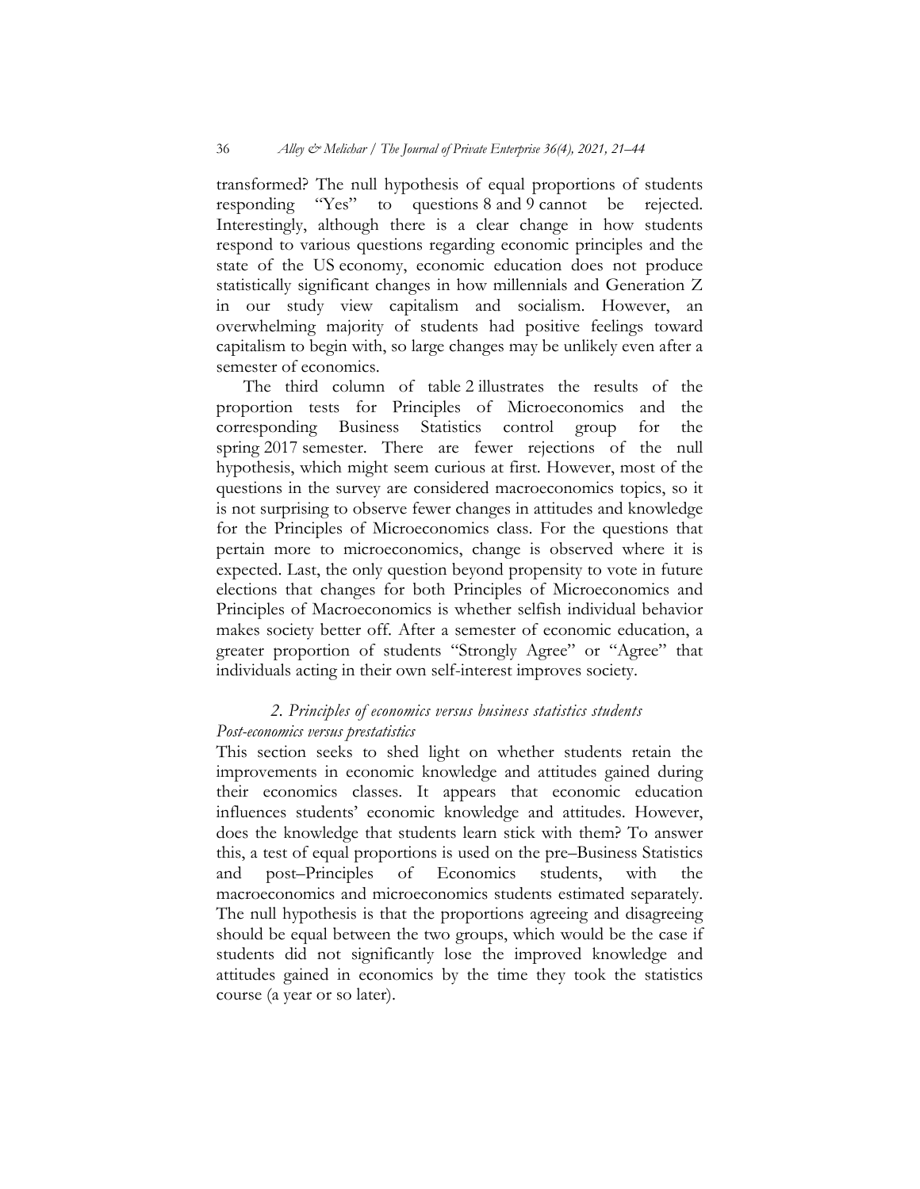transformed? The null hypothesis of equal proportions of students responding "Yes" to questions 8 and 9 cannot be rejected. Interestingly, although there is a clear change in how students respond to various questions regarding economic principles and the state of the US economy, economic education does not produce statistically significant changes in how millennials and Generation Z in our study view capitalism and socialism. However, an overwhelming majority of students had positive feelings toward capitalism to begin with, so large changes may be unlikely even after a semester of economics.

The third column of table 2 illustrates the results of the proportion tests for Principles of Microeconomics and the corresponding Business Statistics control group for the spring 2017 semester. There are fewer rejections of the null hypothesis, which might seem curious at first. However, most of the questions in the survey are considered macroeconomics topics, so it is not surprising to observe fewer changes in attitudes and knowledge for the Principles of Microeconomics class. For the questions that pertain more to microeconomics, change is observed where it is expected. Last, the only question beyond propensity to vote in future elections that changes for both Principles of Microeconomics and Principles of Macroeconomics is whether selfish individual behavior makes society better off. After a semester of economic education, a greater proportion of students "Strongly Agree" or "Agree" that individuals acting in their own self-interest improves society.

### *2. Principles of economics versus business statistics students*

*Post-economics versus prestatistics*

This section seeks to shed light on whether students retain the improvements in economic knowledge and attitudes gained during their economics classes. It appears that economic education influences students' economic knowledge and attitudes. However, does the knowledge that students learn stick with them? To answer this, a test of equal proportions is used on the pre–Business Statistics and post–Principles of Economics students, with the macroeconomics and microeconomics students estimated separately. The null hypothesis is that the proportions agreeing and disagreeing should be equal between the two groups, which would be the case if students did not significantly lose the improved knowledge and attitudes gained in economics by the time they took the statistics course (a year or so later).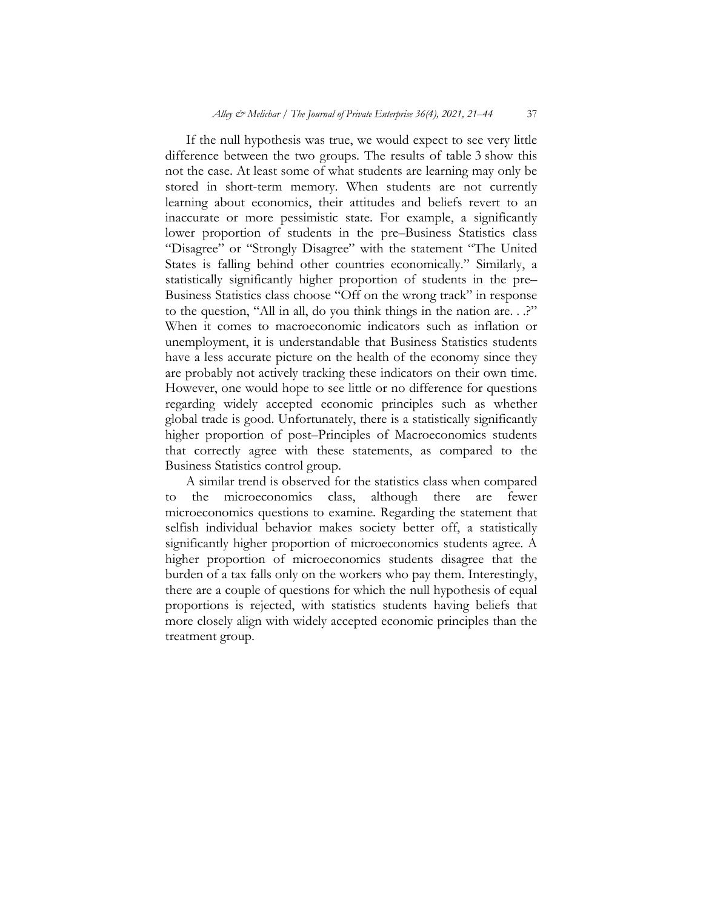If the null hypothesis was true, we would expect to see very little difference between the two groups. The results of table 3 show this not the case. At least some of what students are learning may only be stored in short-term memory. When students are not currently learning about economics, their attitudes and beliefs revert to an inaccurate or more pessimistic state. For example, a significantly lower proportion of students in the pre–Business Statistics class "Disagree" or "Strongly Disagree" with the statement "The United States is falling behind other countries economically." Similarly, a statistically significantly higher proportion of students in the pre–Business Statistics class choose "Off on the wrong track" in response to the question, "All in all, do you think things in the nation are. . .?" When it comes to macroeconomic indicators such as inflation or unemployment, it is understandable that Business Statistics students have a less accurate picture on the health of the economy since they are probably not actively tracking these indicators on their own time. However, one would hope to see little or no difference for questions regarding widely accepted economic principles such as whether global trade is good. Unfortunately, there is a statistically significantly higher proportion of post–Principles of Macroeconomics students that correctly agree with these statements, as compared to the Business Statistics control group.

A similar trend is observed for the statistics class when compared to the microeconomics class, although there are fewer microeconomics questions to examine. Regarding the statement that selfish individual behavior makes society better off, a statistically significantly higher proportion of microeconomics students agree. A higher proportion of microeconomics students disagree that the burden of a tax falls only on the workers who pay them. Interestingly, there are a couple of questions for which the null hypothesis of equal proportions is rejected, with statistics students having beliefs that more closely align with widely accepted economic principles than the treatment group.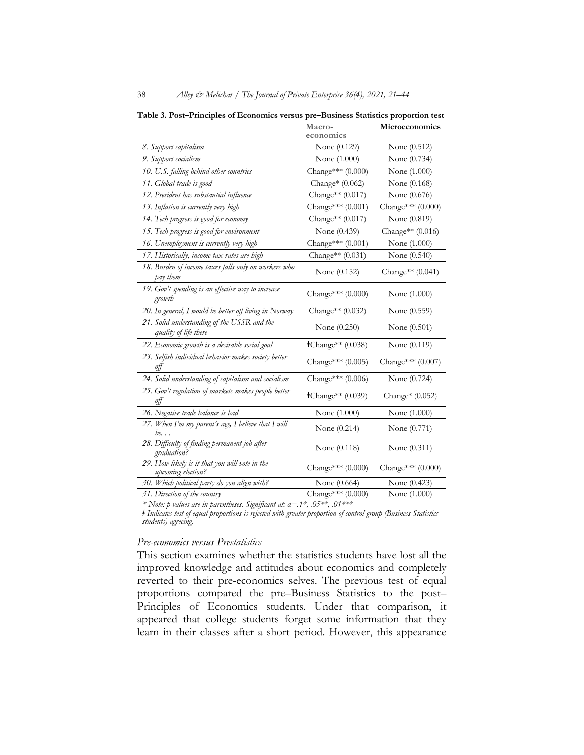**Table 3. Post–Principles of Economics versus pre–Business Statistics proportion test**

| | Macro-economics | Microeconomics |
|---|---|---|
| *8. Support capitalism* | None (0.129) | None (0.512) |
| *9. Support socialism* | None (1.000) | None (0.734) |
| *10. U.S. falling behind other countries* | Change*** (0.000) | None (1.000) |
| *11. Global trade is good* | Change* (0.062) | None (0.168) |
| *12. President has substantial influence* | Change** (0.017) | None (0.676) |
| *13. Inflation is currently very high* | Change*** (0.001) | Change*** (0.000) |
| *14. Tech progress is good for economy* | Change** (0.017) | None (0.819) |
| *15. Tech progress is good for environment* | None (0.439) | Change** (0.016) |
| *16. Unemployment is currently very high* | Change*** (0.001) | None (1.000) |
| *17. Historically, income tax rates are high* | Change** (0.031) | None (0.540) |
| *18. Burden of income taxes falls only on workers who pay them* | None (0.152) | Change** (0.041) |
| *19. Gov't spending is an effective way to increase growth* | Change*** (0.000) | None (1.000) |
| *20. In general, I would be better off living in Norway* | Change** (0.032) | None (0.559) |
| *21. Solid understanding of the USSR and the quality of life there* | None (0.250) | None (0.501) |
| *22. Economic growth is a desirable social goal* | ǂChange** (0.038) | None (0.119) |
| *23. Selfish individual behavior makes society better off* | Change*** (0.005) | Change*** (0.007) |
| *24. Solid understanding of capitalism and socialism* | Change*** (0.006) | None (0.724) |
| *25. Gov't regulation of markets makes people better off* | ǂChange** (0.039) | Change* (0.052) |
| *26. Negative trade balance is bad* | None (1.000) | None (1.000) |
| *27. When I'm my parent's age, I believe that I will be. . .* | None (0.214) | None (0.771) |
| *28. Difficulty of finding permanent job after graduation?* | None (0.118) | None (0.311) |
| *29. How likely is it that you will vote in the upcoming election?* | Change*** (0.000) | Change*** (0.000) |
| *30. Which political party do you align with?* | None (0.664) | None (0.423) |
| *31. Direction of the country* | Change*** (0.000) | None (1.000) |

*\* Note: p-values are in parentheses. Significant at: a=.1\*, .05\*\*, .01\*\*\**

*ǂ Indicates test of equal proportions is rejected with greater proportion of control group (Business Statistics students) agreeing.*

### *Pre-economics versus Prestatistics*

This section examines whether the statistics students have lost all the improved knowledge and attitudes about economics and completely reverted to their pre-economics selves. The previous test of equal proportions compared the pre–Business Statistics to the post–Principles of Economics students. Under that comparison, it appeared that college students forget some information that they learn in their classes after a short period. However, this appearance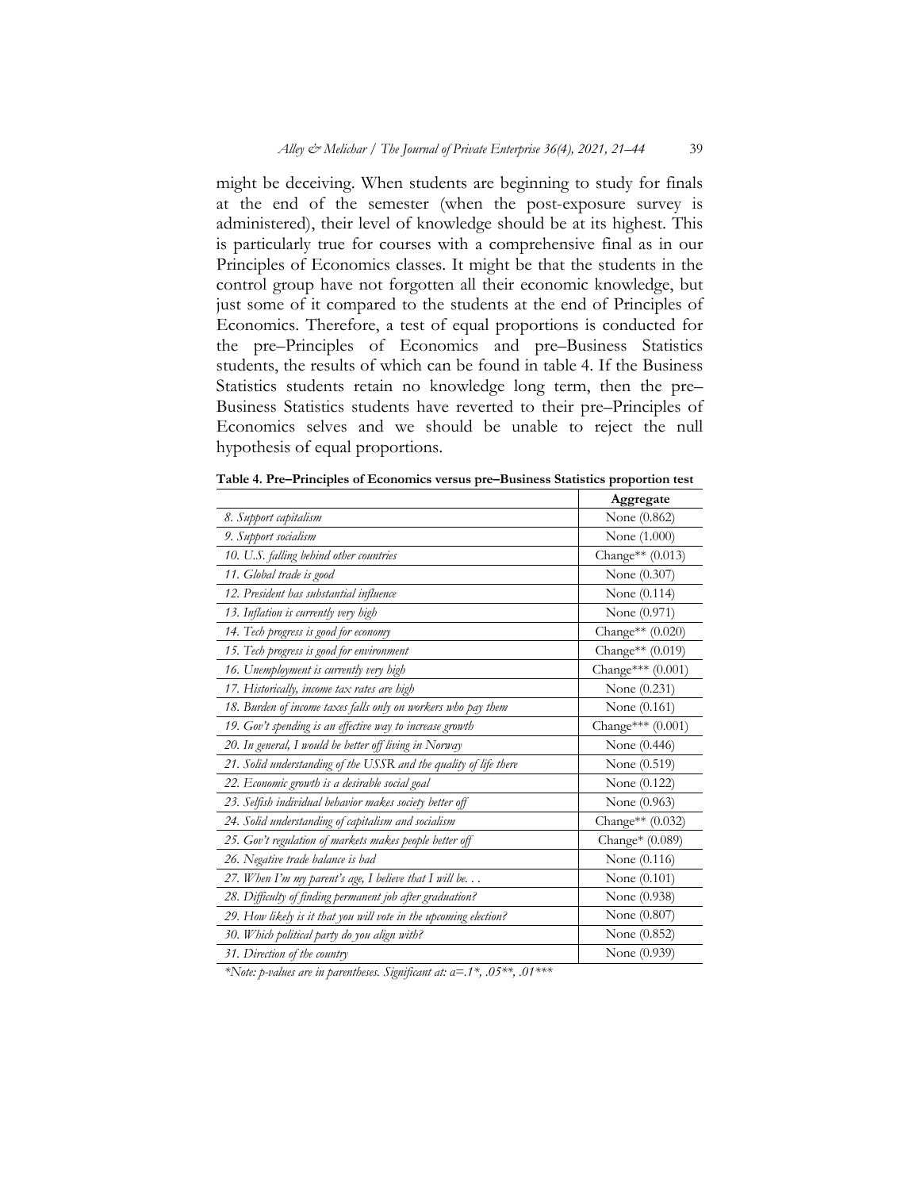might be deceiving. When students are beginning to study for finals at the end of the semester (when the post-exposure survey is administered), their level of knowledge should be at its highest. This is particularly true for courses with a comprehensive final as in our Principles of Economics classes. It might be that the students in the control group have not forgotten all their economic knowledge, but just some of it compared to the students at the end of Principles of Economics. Therefore, a test of equal proportions is conducted for the pre–Principles of Economics and pre–Business Statistics students, the results of which can be found in table 4. If the Business Statistics students retain no knowledge long term, then the pre–Business Statistics students have reverted to their pre–Principles of Economics selves and we should be unable to reject the null hypothesis of equal proportions.

**Table 4. Pre–Principles of Economics versus pre–Business Statistics proportion test**

| | **Aggregate** |
|---|---|
| *8. Support capitalism* | None (0.862) |
| *9. Support socialism* | None (1.000) |
| *10. U.S. falling behind other countries* | Change** (0.013) |
| *11. Global trade is good* | None (0.307) |
| *12. President has substantial influence* | None (0.114) |
| *13. Inflation is currently very high* | None (0.971) |
| *14. Tech progress is good for economy* | Change** (0.020) |
| *15. Tech progress is good for environment* | Change** (0.019) |
| *16. Unemployment is currently very high* | Change*** (0.001) |
| *17. Historically, income tax rates are high* | None (0.231) |
| *18. Burden of income taxes falls only on workers who pay them* | None (0.161) |
| *19. Gov't spending is an effective way to increase growth* | Change*** (0.001) |
| *20. In general, I would be better off living in Norway* | None (0.446) |
| *21. Solid understanding of the USSR and the quality of life there* | None (0.519) |
| *22. Economic growth is a desirable social goal* | None (0.122) |
| *23. Selfish individual behavior makes society better off* | None (0.963) |
| *24. Solid understanding of capitalism and socialism* | Change** (0.032) |
| *25. Gov't regulation of markets makes people better off* | Change* (0.089) |
| *26. Negative trade balance is bad* | None (0.116) |
| *27. When I'm my parent's age, I believe that I will be. . .* | None (0.101) |
| *28. Difficulty of finding permanent job after graduation?* | None (0.938) |
| *29. How likely is it that you will vote in the upcoming election?* | None (0.807) |
| *30. Which political party do you align with?* | None (0.852) |
| *31. Direction of the country* | None (0.939) |

*\*Note: p-values are in parentheses. Significant at: a=.1\*, .05\*\*, .01\*\*\**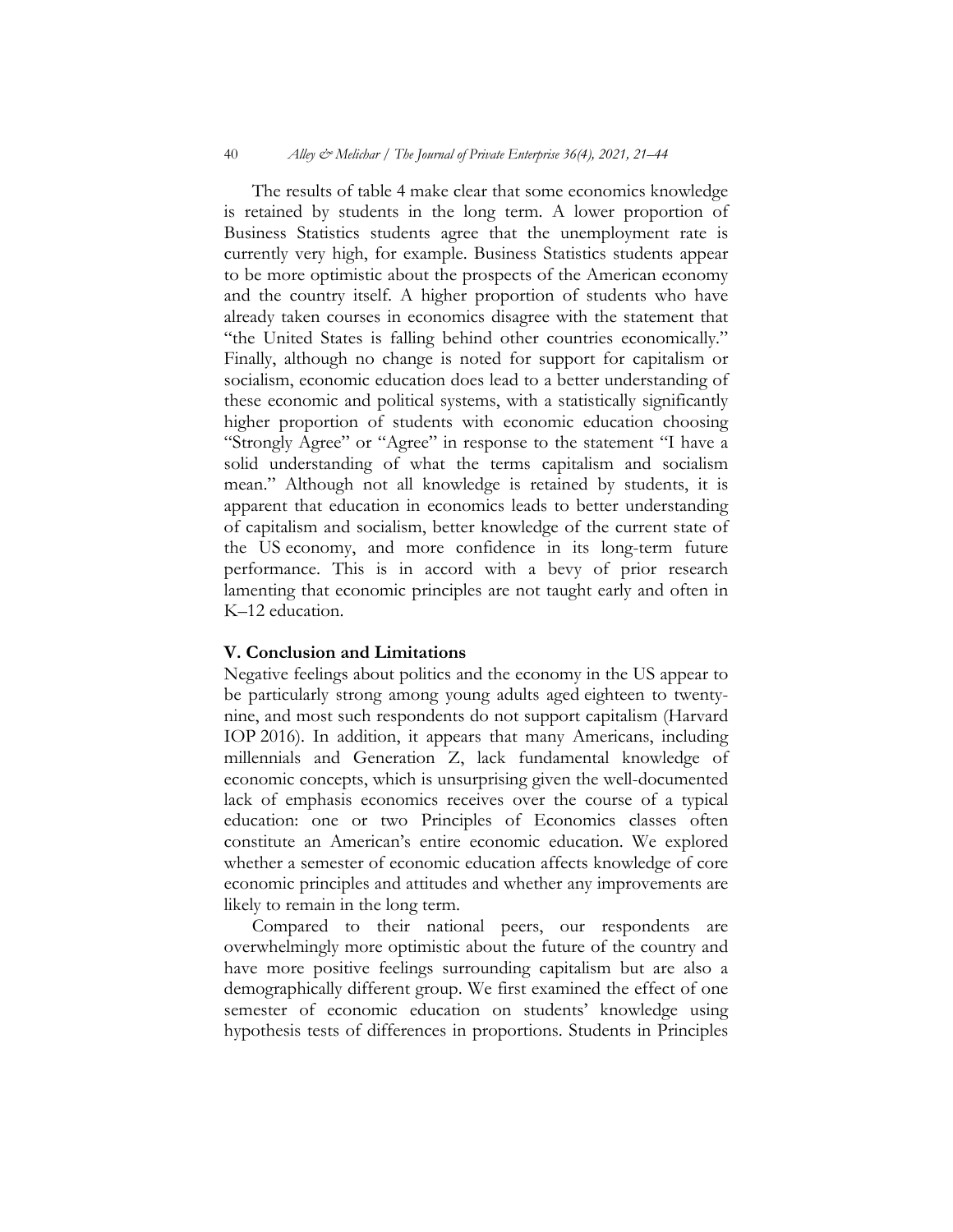The results of table 4 make clear that some economics knowledge is retained by students in the long term. A lower proportion of Business Statistics students agree that the unemployment rate is currently very high, for example. Business Statistics students appear to be more optimistic about the prospects of the American economy and the country itself. A higher proportion of students who have already taken courses in economics disagree with the statement that "the United States is falling behind other countries economically." Finally, although no change is noted for support for capitalism or socialism, economic education does lead to a better understanding of these economic and political systems, with a statistically significantly higher proportion of students with economic education choosing "Strongly Agree" or "Agree" in response to the statement "I have a solid understanding of what the terms capitalism and socialism mean." Although not all knowledge is retained by students, it is apparent that education in economics leads to better understanding of capitalism and socialism, better knowledge of the current state of the US economy, and more confidence in its long-term future performance. This is in accord with a bevy of prior research lamenting that economic principles are not taught early and often in K–12 education.

## V. Conclusion and Limitations

Negative feelings about politics and the economy in the US appear to be particularly strong among young adults aged eighteen to twenty-nine, and most such respondents do not support capitalism (Harvard IOP 2016). In addition, it appears that many Americans, including millennials and Generation Z, lack fundamental knowledge of economic concepts, which is unsurprising given the well-documented lack of emphasis economics receives over the course of a typical education: one or two Principles of Economics classes often constitute an American's entire economic education. We explored whether a semester of economic education affects knowledge of core economic principles and attitudes and whether any improvements are likely to remain in the long term.

Compared to their national peers, our respondents are overwhelmingly more optimistic about the future of the country and have more positive feelings surrounding capitalism but are also a demographically different group. We first examined the effect of one semester of economic education on students' knowledge using hypothesis tests of differences in proportions. Students in Principles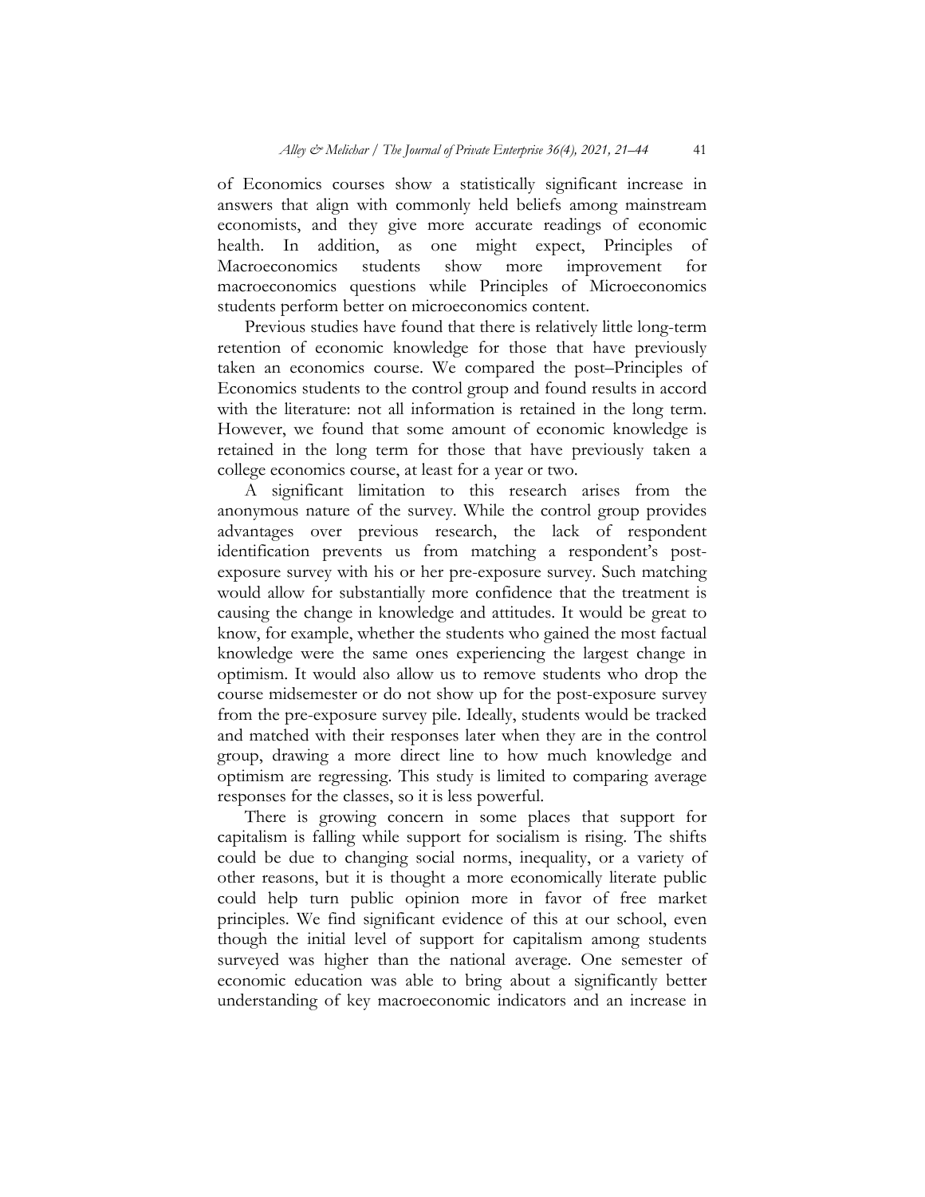of Economics courses show a statistically significant increase in answers that align with commonly held beliefs among mainstream economists, and they give more accurate readings of economic health. In addition, as one might expect, Principles of Macroeconomics students show more improvement for macroeconomics questions while Principles of Microeconomics students perform better on microeconomics content.

Previous studies have found that there is relatively little long-term retention of economic knowledge for those that have previously taken an economics course. We compared the post–Principles of Economics students to the control group and found results in accord with the literature: not all information is retained in the long term. However, we found that some amount of economic knowledge is retained in the long term for those that have previously taken a college economics course, at least for a year or two.

A significant limitation to this research arises from the anonymous nature of the survey. While the control group provides advantages over previous research, the lack of respondent identification prevents us from matching a respondent's post-exposure survey with his or her pre-exposure survey. Such matching would allow for substantially more confidence that the treatment is causing the change in knowledge and attitudes. It would be great to know, for example, whether the students who gained the most factual knowledge were the same ones experiencing the largest change in optimism. It would also allow us to remove students who drop the course midsemester or do not show up for the post-exposure survey from the pre-exposure survey pile. Ideally, students would be tracked and matched with their responses later when they are in the control group, drawing a more direct line to how much knowledge and optimism are regressing. This study is limited to comparing average responses for the classes, so it is less powerful.

There is growing concern in some places that support for capitalism is falling while support for socialism is rising. The shifts could be due to changing social norms, inequality, or a variety of other reasons, but it is thought a more economically literate public could help turn public opinion more in favor of free market principles. We find significant evidence of this at our school, even though the initial level of support for capitalism among students surveyed was higher than the national average. One semester of economic education was able to bring about a significantly better understanding of key macroeconomic indicators and an increase in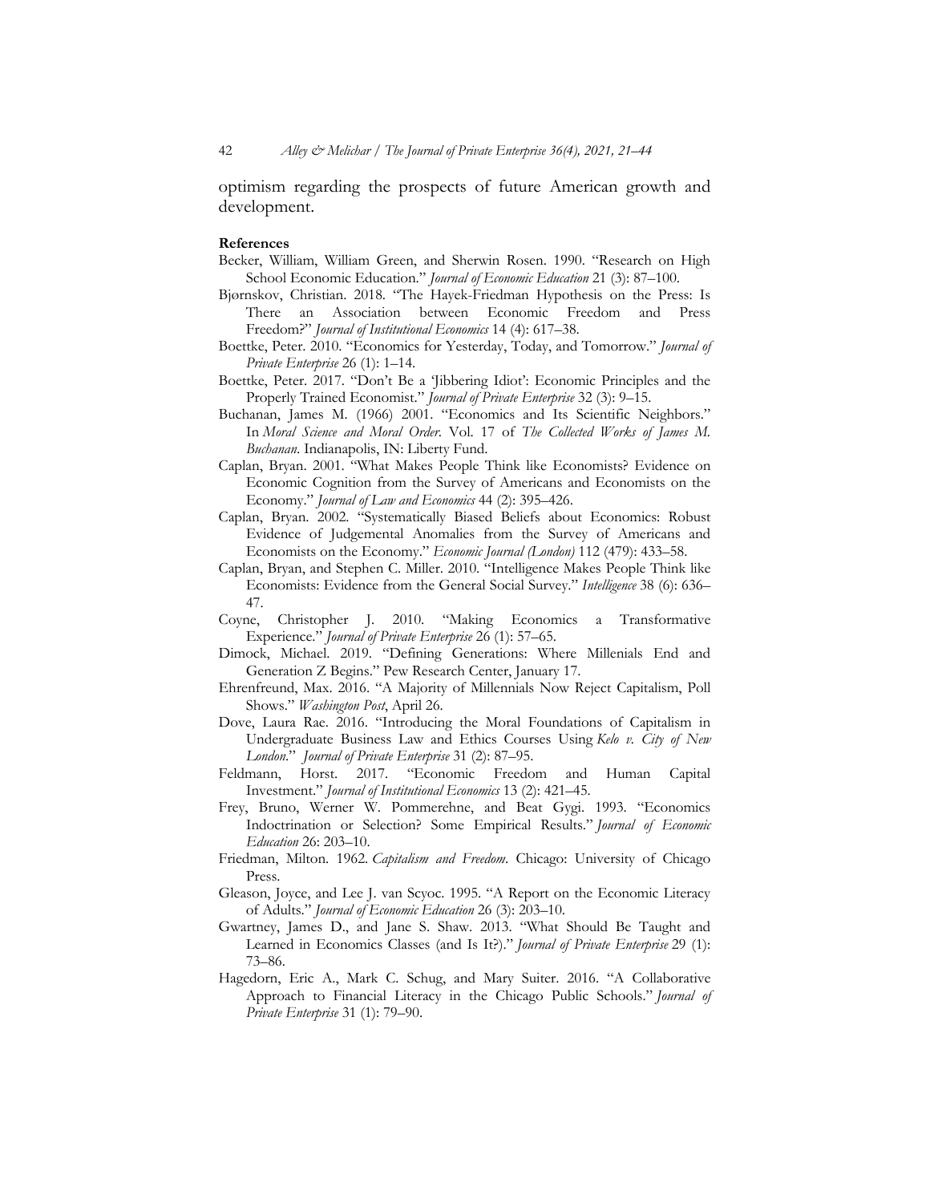optimism regarding the prospects of future American growth and development.

**References**

Becker, William, William Green, and Sherwin Rosen. 1990. "Research on High School Economic Education." *Journal of Economic Education* 21 (3): 87–100.

Bjørnskov, Christian. 2018. "The Hayek-Friedman Hypothesis on the Press: Is There an Association between Economic Freedom and Press Freedom?" *Journal of Institutional Economics* 14 (4): 617–38.

Boettke, Peter. 2010. "Economics for Yesterday, Today, and Tomorrow." *Journal of Private Enterprise* 26 (1): 1–14.

Boettke, Peter. 2017. "Don't Be a 'Jibbering Idiot': Economic Principles and the Properly Trained Economist." *Journal of Private Enterprise* 32 (3): 9–15.

Buchanan, James M. (1966) 2001. "Economics and Its Scientific Neighbors." In *Moral Science and Moral Order*. Vol. 17 of *The Collected Works of James M. Buchanan*. Indianapolis, IN: Liberty Fund.

Caplan, Bryan. 2001. "What Makes People Think like Economists? Evidence on Economic Cognition from the Survey of Americans and Economists on the Economy." *Journal of Law and Economics* 44 (2): 395–426.

Caplan, Bryan. 2002. "Systematically Biased Beliefs about Economics: Robust Evidence of Judgemental Anomalies from the Survey of Americans and Economists on the Economy." *Economic Journal (London)* 112 (479): 433–58.

Caplan, Bryan, and Stephen C. Miller. 2010. "Intelligence Makes People Think like Economists: Evidence from the General Social Survey." *Intelligence* 38 (6): 636–47.

Coyne, Christopher J. 2010. "Making Economics a Transformative Experience." *Journal of Private Enterprise* 26 (1): 57–65.

Dimock, Michael. 2019. "Defining Generations: Where Millenials End and Generation Z Begins." Pew Research Center, January 17.

Ehrenfreund, Max. 2016. "A Majority of Millennials Now Reject Capitalism, Poll Shows." *Washington Post*, April 26.

Dove, Laura Rae. 2016. "Introducing the Moral Foundations of Capitalism in Undergraduate Business Law and Ethics Courses Using *Kelo v. City of New London*." *Journal of Private Enterprise* 31 (2): 87–95.

Feldmann, Horst. 2017. "Economic Freedom and Human Capital Investment." *Journal of Institutional Economics* 13 (2): 421–45.

Frey, Bruno, Werner W. Pommerehne, and Beat Gygi. 1993. "Economics Indoctrination or Selection? Some Empirical Results." *Journal of Economic Education* 26: 203–10.

Friedman, Milton. 1962. *Capitalism and Freedom*. Chicago: University of Chicago Press.

Gleason, Joyce, and Lee J. van Scyoc. 1995. "A Report on the Economic Literacy of Adults." *Journal of Economic Education* 26 (3): 203–10.

Gwartney, James D., and Jane S. Shaw. 2013. "What Should Be Taught and Learned in Economics Classes (and Is It?)." *Journal of Private Enterprise* 29 (1): 73–86.

Hagedorn, Eric A., Mark C. Schug, and Mary Suiter. 2016. "A Collaborative Approach to Financial Literacy in the Chicago Public Schools." *Journal of Private Enterprise* 31 (1): 79–90.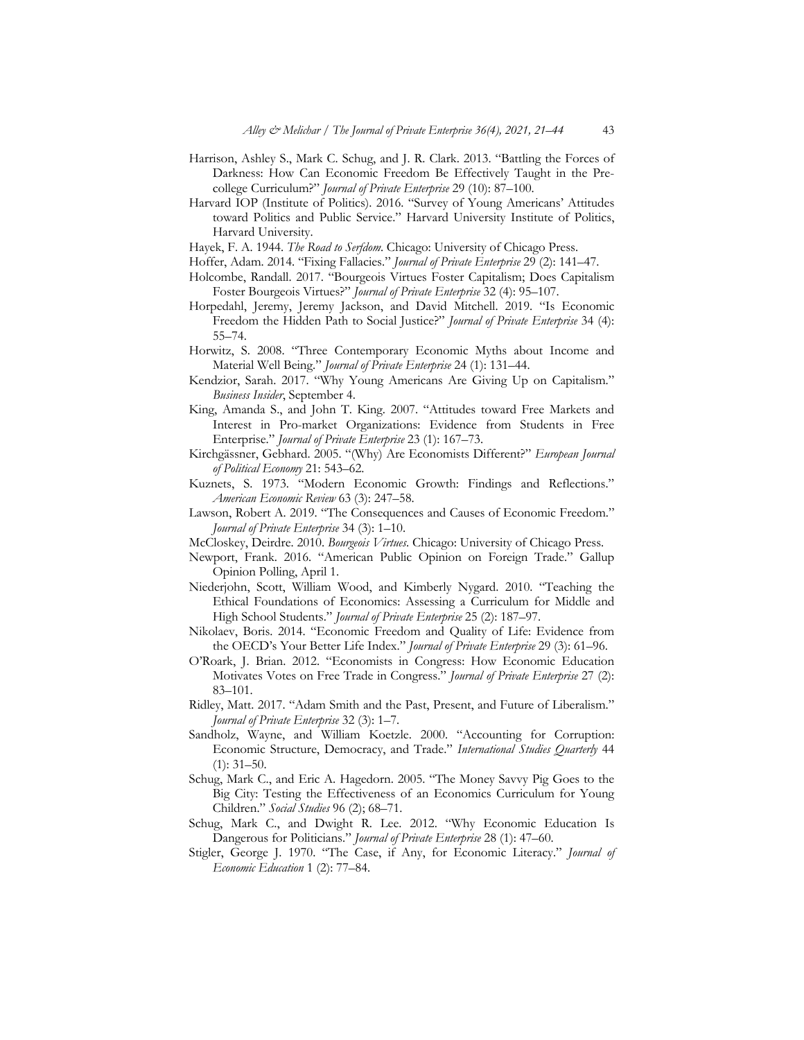Harrison, Ashley S., Mark C. Schug, and J. R. Clark. 2013. "Battling the Forces of Darkness: How Can Economic Freedom Be Effectively Taught in the Pre-college Curriculum?" *Journal of Private Enterprise* 29 (10): 87–100.

Harvard IOP (Institute of Politics). 2016. "Survey of Young Americans' Attitudes toward Politics and Public Service." Harvard University Institute of Politics, Harvard University.

Hayek, F. A. 1944. *The Road to Serfdom*. Chicago: University of Chicago Press.

Hoffer, Adam. 2014. "Fixing Fallacies." *Journal of Private Enterprise* 29 (2): 141–47.

Holcombe, Randall. 2017. "Bourgeois Virtues Foster Capitalism; Does Capitalism Foster Bourgeois Virtues?" *Journal of Private Enterprise* 32 (4): 95–107.

Horpedahl, Jeremy, Jeremy Jackson, and David Mitchell. 2019. "Is Economic Freedom the Hidden Path to Social Justice?" *Journal of Private Enterprise* 34 (4): 55–74.

Horwitz, S. 2008. "Three Contemporary Economic Myths about Income and Material Well Being." *Journal of Private Enterprise* 24 (1): 131–44.

Kendzior, Sarah. 2017. "Why Young Americans Are Giving Up on Capitalism." *Business Insider*, September 4.

King, Amanda S., and John T. King. 2007. "Attitudes toward Free Markets and Interest in Pro-market Organizations: Evidence from Students in Free Enterprise." *Journal of Private Enterprise* 23 (1): 167–73.

Kirchgässner, Gebhard. 2005. "(Why) Are Economists Different?" *European Journal of Political Economy* 21: 543–62.

Kuznets, S. 1973. "Modern Economic Growth: Findings and Reflections." *American Economic Review* 63 (3): 247–58.

Lawson, Robert A. 2019. "The Consequences and Causes of Economic Freedom." *Journal of Private Enterprise* 34 (3): 1–10.

McCloskey, Deirdre. 2010. *Bourgeois Virtues*. Chicago: University of Chicago Press.

Newport, Frank. 2016. "American Public Opinion on Foreign Trade." Gallup Opinion Polling, April 1.

Niederjohn, Scott, William Wood, and Kimberly Nygard. 2010. "Teaching the Ethical Foundations of Economics: Assessing a Curriculum for Middle and High School Students." *Journal of Private Enterprise* 25 (2): 187–97.

Nikolaev, Boris. 2014. "Economic Freedom and Quality of Life: Evidence from the OECD's Your Better Life Index." *Journal of Private Enterprise* 29 (3): 61–96.

O'Roark, J. Brian. 2012. "Economists in Congress: How Economic Education Motivates Votes on Free Trade in Congress." *Journal of Private Enterprise* 27 (2): 83–101.

Ridley, Matt. 2017. "Adam Smith and the Past, Present, and Future of Liberalism." *Journal of Private Enterprise* 32 (3): 1–7.

Sandholz, Wayne, and William Koetzle. 2000. "Accounting for Corruption: Economic Structure, Democracy, and Trade." *International Studies Quarterly* 44 (1): 31–50.

Schug, Mark C., and Eric A. Hagedorn. 2005. "The Money Savvy Pig Goes to the Big City: Testing the Effectiveness of an Economics Curriculum for Young Children." *Social Studies* 96 (2); 68–71.

Schug, Mark C., and Dwight R. Lee. 2012. "Why Economic Education Is Dangerous for Politicians." *Journal of Private Enterprise* 28 (1): 47–60.

Stigler, George J. 1970. "The Case, if Any, for Economic Literacy." *Journal of Economic Education* 1 (2): 77–84.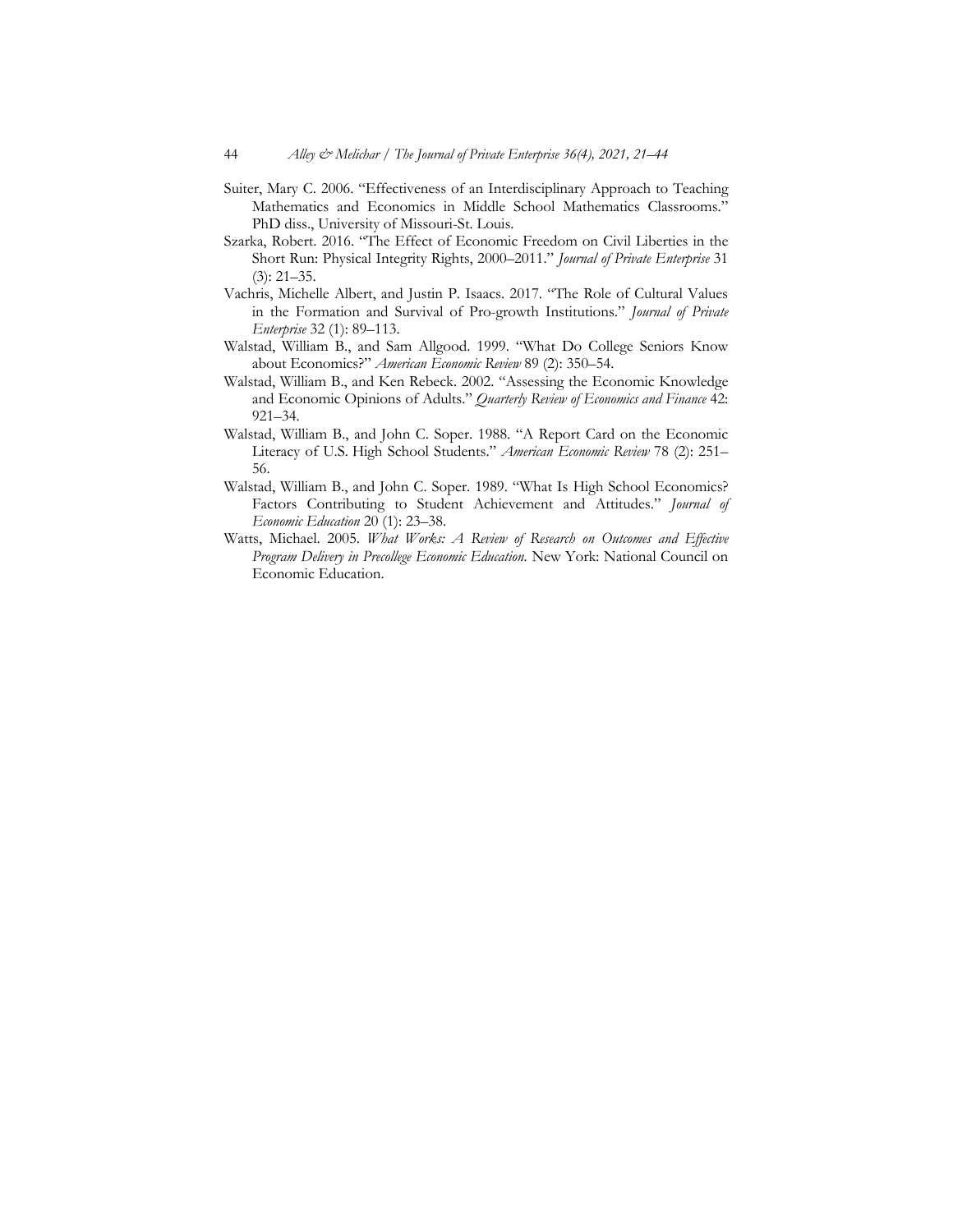Suiter, Mary C. 2006. "Effectiveness of an Interdisciplinary Approach to Teaching Mathematics and Economics in Middle School Mathematics Classrooms." PhD diss., University of Missouri-St. Louis.

Szarka, Robert. 2016. "The Effect of Economic Freedom on Civil Liberties in the Short Run: Physical Integrity Rights, 2000–2011." *Journal of Private Enterprise* 31 (3): 21–35.

Vachris, Michelle Albert, and Justin P. Isaacs. 2017. "The Role of Cultural Values in the Formation and Survival of Pro-growth Institutions." *Journal of Private Enterprise* 32 (1): 89–113.

Walstad, William B., and Sam Allgood. 1999. "What Do College Seniors Know about Economics?" *American Economic Review* 89 (2): 350–54.

Walstad, William B., and Ken Rebeck. 2002. "Assessing the Economic Knowledge and Economic Opinions of Adults." *Quarterly Review of Economics and Finance* 42: 921–34.

Walstad, William B., and John C. Soper. 1988. "A Report Card on the Economic Literacy of U.S. High School Students." *American Economic Review* 78 (2): 251–56.

Walstad, William B., and John C. Soper. 1989. "What Is High School Economics? Factors Contributing to Student Achievement and Attitudes." *Journal of Economic Education* 20 (1): 23–38.

Watts, Michael. 2005. *What Works: A Review of Research on Outcomes and Effective Program Delivery in Precollege Economic Education*. New York: National Council on Economic Education.